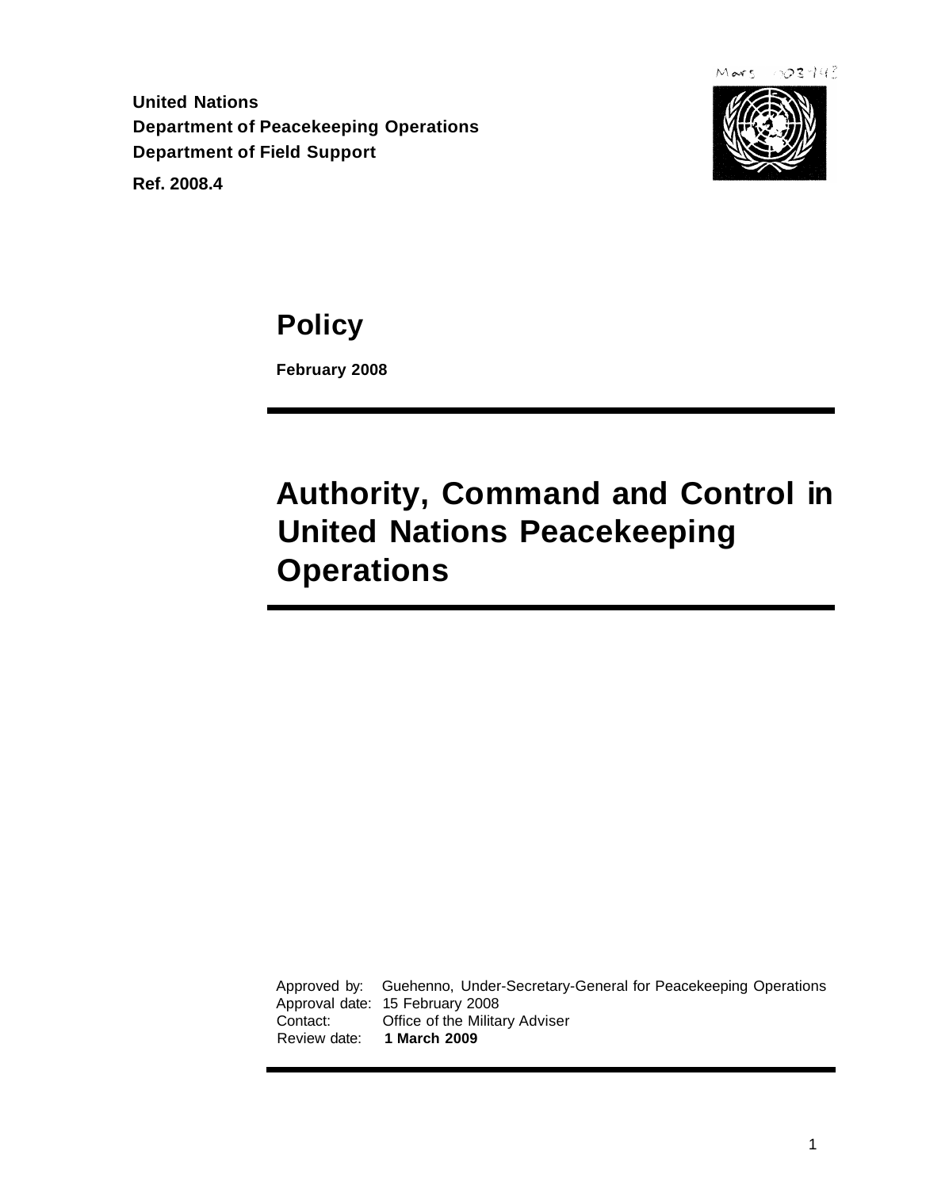**United Nations**
**Department of Peacekeeping Operations**
**Department of Field Support**

**Ref. 2008.4**

# Policy

**February 2008**

# Authority, Command and Control in United Nations Peacekeeping Operations

Approved by: Guehenno, Under-Secretary-General for Peacekeeping Operations
Approval date: 15 February 2008
Contact: Office of the Military Adviser
Review date: **1 March 2009**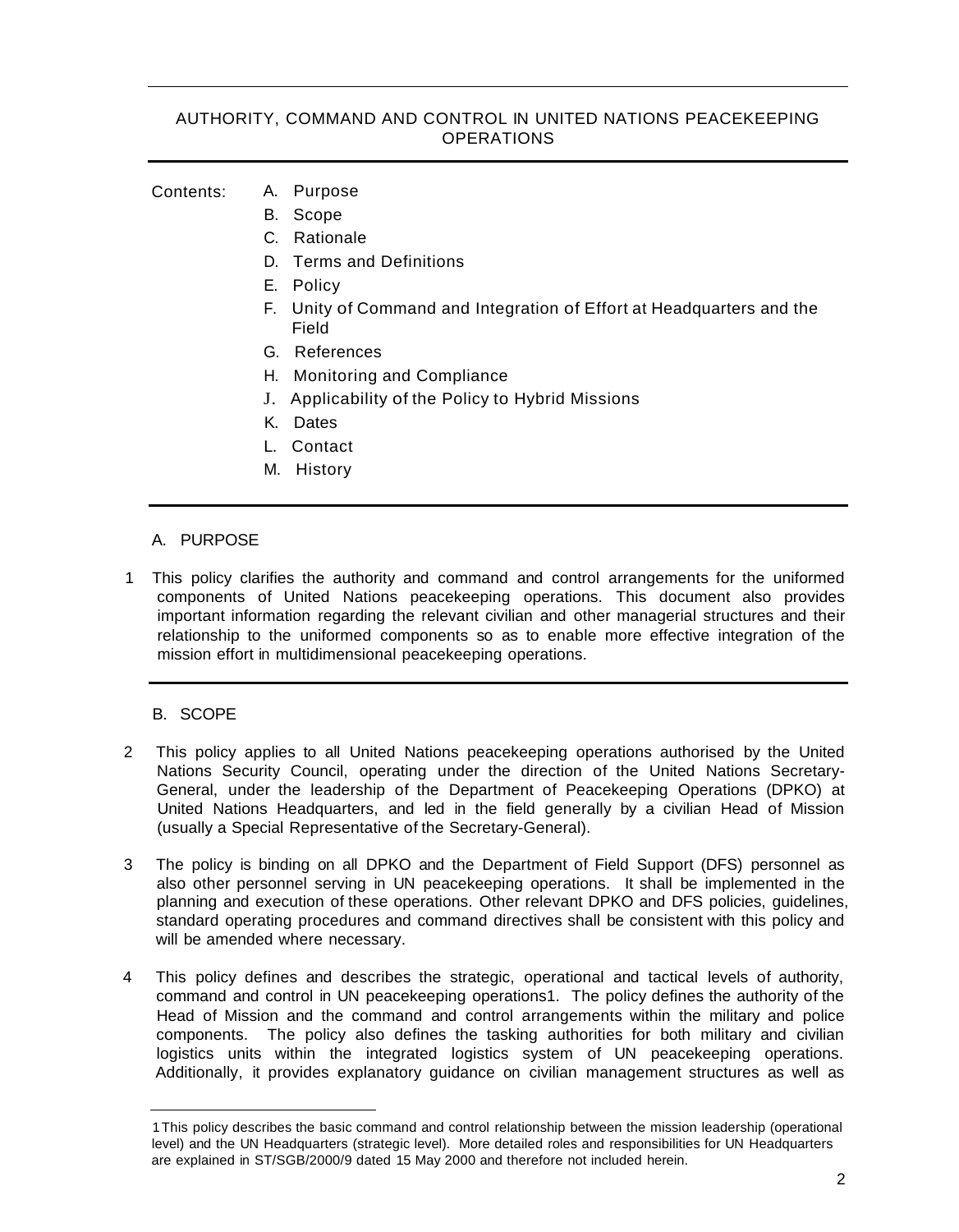# AUTHORITY, COMMAND AND CONTROL IN UNITED NATIONS PEACEKEEPING OPERATIONS

Contents:

- A. Purpose
- B. Scope
- C. Rationale
- D. Terms and Definitions
- E. Policy
- F. Unity of Command and Integration of Effort at Headquarters and the Field
- G. References
- H. Monitoring and Compliance
- J. Applicability of the Policy to Hybrid Missions
- K. Dates
- L. Contact
- M. History

## A. PURPOSE

1 This policy clarifies the authority and command and control arrangements for the uniformed components of United Nations peacekeeping operations. This document also provides important information regarding the relevant civilian and other managerial structures and their relationship to the uniformed components so as to enable more effective integration of the mission effort in multidimensional peacekeeping operations.

## B. SCOPE

2 This policy applies to all United Nations peacekeeping operations authorised by the United Nations Security Council, operating under the direction of the United Nations Secretary-General, under the leadership of the Department of Peacekeeping Operations (DPKO) at United Nations Headquarters, and led in the field generally by a civilian Head of Mission (usually a Special Representative of the Secretary-General).

3 The policy is binding on all DPKO and the Department of Field Support (DFS) personnel as also other personnel serving in UN peacekeeping operations. It shall be implemented in the planning and execution of these operations. Other relevant DPKO and DFS policies, guidelines, standard operating procedures and command directives shall be consistent with this policy and will be amended where necessary.

4 This policy defines and describes the strategic, operational and tactical levels of authority, command and control in UN peacekeeping operations[1]. The policy defines the authority of the Head of Mission and the command and control arrangements within the military and police components. The policy also defines the tasking authorities for both military and civilian logistics units within the integrated logistics system of UN peacekeeping operations. Additionally, it provides explanatory guidance on civilian management structures as well as

---

[1] This policy describes the basic command and control relationship between the mission leadership (operational level) and the UN Headquarters (strategic level). More detailed roles and responsibilities for UN Headquarters are explained in ST/SGB/2000/9 dated 15 May 2000 and therefore not included herein.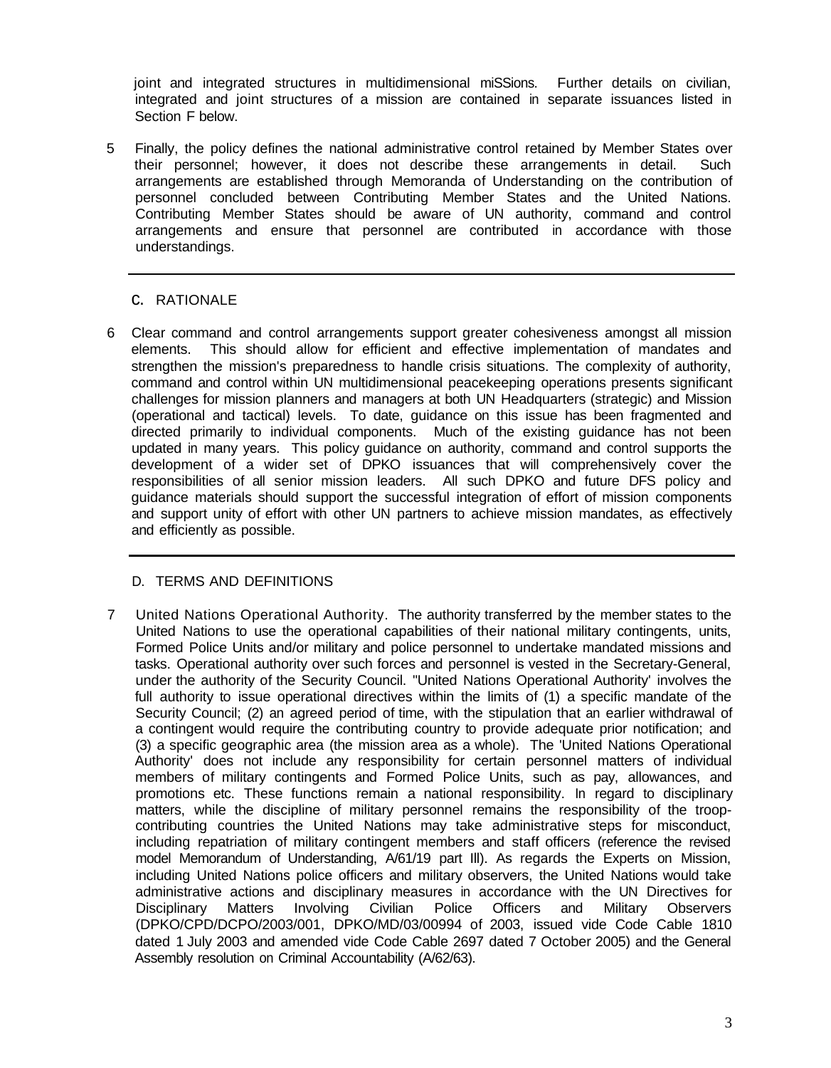joint and integrated structures in multidimensional miSSions. Further details on civilian, integrated and joint structures of a mission are contained in separate issuances listed in Section F below.

5 Finally, the policy defines the national administrative control retained by Member States over their personnel; however, it does not describe these arrangements in detail. Such arrangements are established through Memoranda of Understanding on the contribution of personnel concluded between Contributing Member States and the United Nations. Contributing Member States should be aware of UN authority, command and control arrangements and ensure that personnel are contributed in accordance with those understandings.

## C. RATIONALE

6 Clear command and control arrangements support greater cohesiveness amongst all mission elements. This should allow for efficient and effective implementation of mandates and strengthen the mission's preparedness to handle crisis situations. The complexity of authority, command and control within UN multidimensional peacekeeping operations presents significant challenges for mission planners and managers at both UN Headquarters (strategic) and Mission (operational and tactical) levels. To date, guidance on this issue has been fragmented and directed primarily to individual components. Much of the existing guidance has not been updated in many years. This policy guidance on authority, command and control supports the development of a wider set of DPKO issuances that will comprehensively cover the responsibilities of all senior mission leaders. All such DPKO and future DFS policy and guidance materials should support the successful integration of effort of mission components and support unity of effort with other UN partners to achieve mission mandates, as effectively and efficiently as possible.

## D. TERMS AND DEFINITIONS

7 United Nations Operational Authority. The authority transferred by the member states to the United Nations to use the operational capabilities of their national military contingents, units, Formed Police Units and/or military and police personnel to undertake mandated missions and tasks. Operational authority over such forces and personnel is vested in the Secretary-General, under the authority of the Security Council. "United Nations Operational Authority' involves the full authority to issue operational directives within the limits of (1) a specific mandate of the Security Council; (2) an agreed period of time, with the stipulation that an earlier withdrawal of a contingent would require the contributing country to provide adequate prior notification; and (3) a specific geographic area (the mission area as a whole). The 'United Nations Operational Authority' does not include any responsibility for certain personnel matters of individual members of military contingents and Formed Police Units, such as pay, allowances, and promotions etc. These functions remain a national responsibility. In regard to disciplinary matters, while the discipline of military personnel remains the responsibility of the troop-contributing countries the United Nations may take administrative steps for misconduct, including repatriation of military contingent members and staff officers (reference the revised model Memorandum of Understanding, A/61/19 part Ill). As regards the Experts on Mission, including United Nations police officers and military observers, the United Nations would take administrative actions and disciplinary measures in accordance with the UN Directives for Disciplinary Matters Involving Civilian Police Officers and Military Observers (DPKO/CPD/DCPO/2003/001, DPKO/MD/03/00994 of 2003, issued vide Code Cable 1810 dated 1 July 2003 and amended vide Code Cable 2697 dated 7 October 2005) and the General Assembly resolution on Criminal Accountability (A/62/63).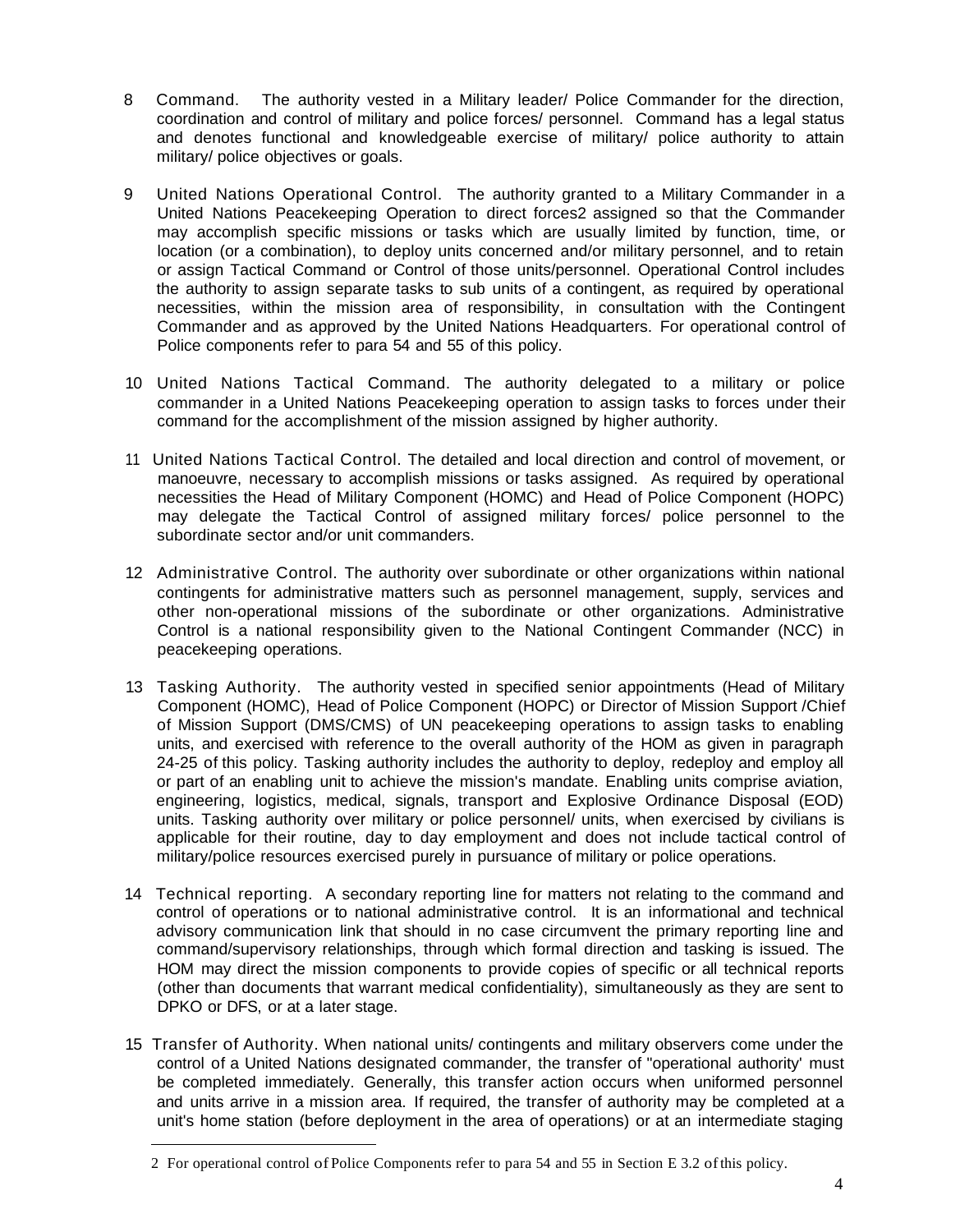8 Command. The authority vested in a Military leader/ Police Commander for the direction, coordination and control of military and police forces/ personnel. Command has a legal status and denotes functional and knowledgeable exercise of military/ police authority to attain military/ police objectives or goals.

9 United Nations Operational Control. The authority granted to a Military Commander in a United Nations Peacekeeping Operation to direct forces[2] assigned so that the Commander may accomplish specific missions or tasks which are usually limited by function, time, or location (or a combination), to deploy units concerned and/or military personnel, and to retain or assign Tactical Command or Control of those units/personnel. Operational Control includes the authority to assign separate tasks to sub units of a contingent, as required by operational necessities, within the mission area of responsibility, in consultation with the Contingent Commander and as approved by the United Nations Headquarters. For operational control of Police components refer to para 54 and 55 of this policy.

10 United Nations Tactical Command. The authority delegated to a military or police commander in a United Nations Peacekeeping operation to assign tasks to forces under their command for the accomplishment of the mission assigned by higher authority.

11 United Nations Tactical Control. The detailed and local direction and control of movement, or manoeuvre, necessary to accomplish missions or tasks assigned. As required by operational necessities the Head of Military Component (HOMC) and Head of Police Component (HOPC) may delegate the Tactical Control of assigned military forces/ police personnel to the subordinate sector and/or unit commanders.

12 Administrative Control. The authority over subordinate or other organizations within national contingents for administrative matters such as personnel management, supply, services and other non-operational missions of the subordinate or other organizations. Administrative Control is a national responsibility given to the National Contingent Commander (NCC) in peacekeeping operations.

13 Tasking Authority. The authority vested in specified senior appointments (Head of Military Component (HOMC), Head of Police Component (HOPC) or Director of Mission Support /Chief of Mission Support (DMS/CMS) of UN peacekeeping operations to assign tasks to enabling units, and exercised with reference to the overall authority of the HOM as given in paragraph 24-25 of this policy. Tasking authority includes the authority to deploy, redeploy and employ all or part of an enabling unit to achieve the mission's mandate. Enabling units comprise aviation, engineering, logistics, medical, signals, transport and Explosive Ordinance Disposal (EOD) units. Tasking authority over military or police personnel/ units, when exercised by civilians is applicable for their routine, day to day employment and does not include tactical control of military/police resources exercised purely in pursuance of military or police operations.

14 Technical reporting. A secondary reporting line for matters not relating to the command and control of operations or to national administrative control. It is an informational and technical advisory communication link that should in no case circumvent the primary reporting line and command/supervisory relationships, through which formal direction and tasking is issued. The HOM may direct the mission components to provide copies of specific or all technical reports (other than documents that warrant medical confidentiality), simultaneously as they are sent to DPKO or DFS, or at a later stage.

15 Transfer of Authority. When national units/ contingents and military observers come under the control of a United Nations designated commander, the transfer of "operational authority' must be completed immediately. Generally, this transfer action occurs when uniformed personnel and units arrive in a mission area. If required, the transfer of authority may be completed at a unit's home station (before deployment in the area of operations) or at an intermediate staging

---

2 For operational control of Police Components refer to para 54 and 55 in Section E 3.2 of this policy.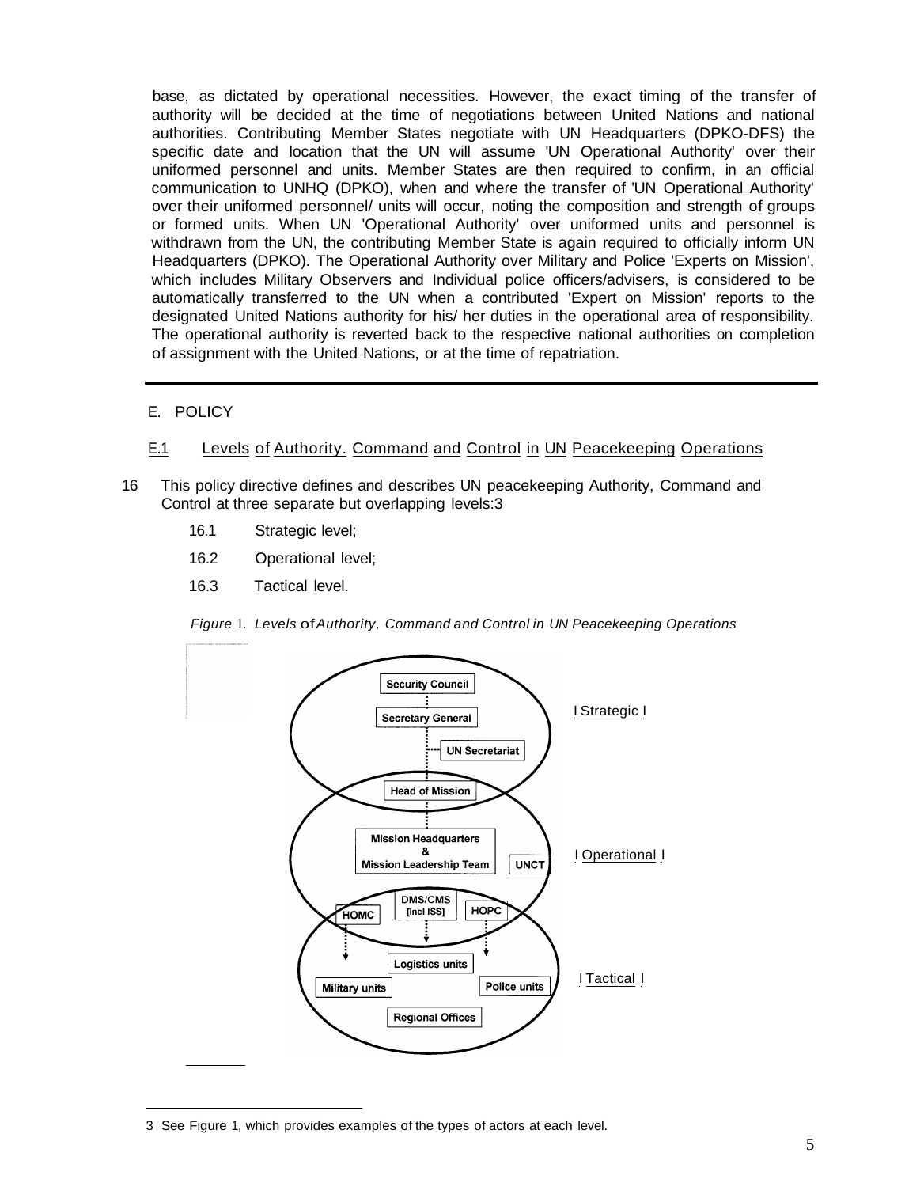base, as dictated by operational necessities. However, the exact timing of the transfer of authority will be decided at the time of negotiations between United Nations and national authorities. Contributing Member States negotiate with UN Headquarters (DPKO-DFS) the specific date and location that the UN will assume 'UN Operational Authority' over their uniformed personnel and units. Member States are then required to confirm, in an official communication to UNHQ (DPKO), when and where the transfer of 'UN Operational Authority' over their uniformed personnel/ units will occur, noting the composition and strength of groups or formed units. When UN 'Operational Authority' over uniformed units and personnel is withdrawn from the UN, the contributing Member State is again required to officially inform UN Headquarters (DPKO). The Operational Authority over Military and Police 'Experts on Mission', which includes Military Observers and Individual police officers/advisers, is considered to be automatically transferred to the UN when a contributed 'Expert on Mission' reports to the designated United Nations authority for his/ her duties in the operational area of responsibility. The operational authority is reverted back to the respective national authorities on completion of assignment with the United Nations, or at the time of repatriation.

## E. POLICY

### E.1 Levels of Authority. Command and Control in UN Peacekeeping Operations

16 This policy directive defines and describes UN peacekeeping Authority, Command and Control at three separate but overlapping levels:[3]

- 16.1 Strategic level;
- 16.2 Operational level;
- 16.3 Tactical level.

*Figure 1. Levels of Authority, Command and Control in UN Peacekeeping Operations*

Strategic: Security Council; Secretary General; UN Secretariat; Head of Mission

Operational: Head of Mission; Mission Headquarters & Mission Leadership Team; UNCT; HOMC; DMS/CMS [Incl ISS]; HOPC

Tactical: HOMC; DMS/CMS [Incl ISS]; HOPC; Logistics units; Military units; Police units; Regional Offices

---

3 See Figure 1, which provides examples of the types of actors at each level.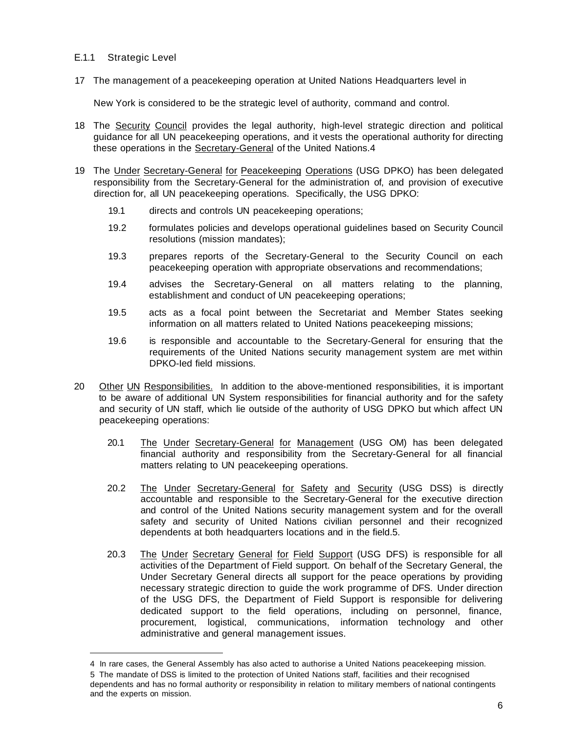### E.1.1 Strategic Level

17 The management of a peacekeeping operation at United Nations Headquarters level in New York is considered to be the strategic level of authority, command and control.

18 The Security Council provides the legal authority, high-level strategic direction and political guidance for all UN peacekeeping operations, and it vests the operational authority for directing these operations in the Secretary-General of the United Nations.[4]

19 The Under Secretary-General for Peacekeeping Operations (USG DPKO) has been delegated responsibility from the Secretary-General for the administration of, and provision of executive direction for, all UN peacekeeping operations. Specifically, the USG DPKO:

- 19.1 directs and controls UN peacekeeping operations;
- 19.2 formulates policies and develops operational guidelines based on Security Council resolutions (mission mandates);
- 19.3 prepares reports of the Secretary-General to the Security Council on each peacekeeping operation with appropriate observations and recommendations;
- 19.4 advises the Secretary-General on all matters relating to the planning, establishment and conduct of UN peacekeeping operations;
- 19.5 acts as a focal point between the Secretariat and Member States seeking information on all matters related to United Nations peacekeeping missions;
- 19.6 is responsible and accountable to the Secretary-General for ensuring that the requirements of the United Nations security management system are met within DPKO-led field missions.

20 Other UN Responsibilities. In addition to the above-mentioned responsibilities, it is important to be aware of additional UN System responsibilities for financial authority and for the safety and security of UN staff, which lie outside of the authority of USG DPKO but which affect UN peacekeeping operations:

- 20.1 The Under Secretary-General for Management (USG OM) has been delegated financial authority and responsibility from the Secretary-General for all financial matters relating to UN peacekeeping operations.
- 20.2 The Under Secretary-General for Safety and Security (USG DSS) is directly accountable and responsible to the Secretary-General for the executive direction and control of the United Nations security management system and for the overall safety and security of United Nations civilian personnel and their recognized dependents at both headquarters locations and in the field.[5]
- 20.3 The Under Secretary General for Field Support (USG DFS) is responsible for all activities of the Department of Field support. On behalf of the Secretary General, the Under Secretary General directs all support for the peace operations by providing necessary strategic direction to guide the work programme of DFS. Under direction of the USG DFS, the Department of Field Support is responsible for delivering dedicated support to the field operations, including on personnel, finance, procurement, logistical, communications, information technology and other administrative and general management issues.

---

4 In rare cases, the General Assembly has also acted to authorise a United Nations peacekeeping mission.

5 The mandate of DSS is limited to the protection of United Nations staff, facilities and their recognised dependents and has no formal authority or responsibility in relation to military members of national contingents and the experts on mission.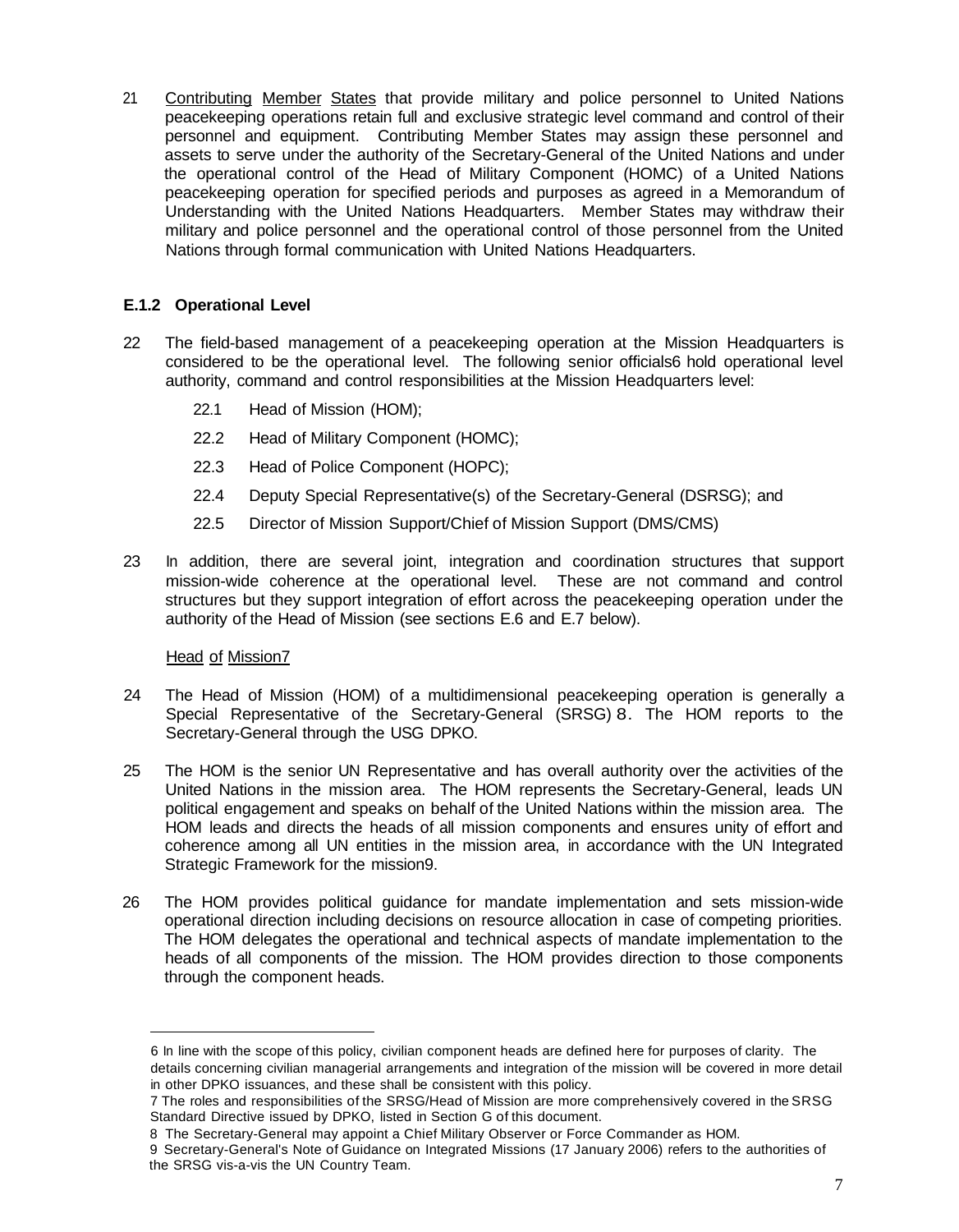21 Contributing Member States that provide military and police personnel to United Nations peacekeeping operations retain full and exclusive strategic level command and control of their personnel and equipment. Contributing Member States may assign these personnel and assets to serve under the authority of the Secretary-General of the United Nations and under the operational control of the Head of Military Component (HOMC) of a United Nations peacekeeping operation for specified periods and purposes as agreed in a Memorandum of Understanding with the United Nations Headquarters. Member States may withdraw their military and police personnel and the operational control of those personnel from the United Nations through formal communication with United Nations Headquarters.

### E.1.2 Operational Level

22 The field-based management of a peacekeeping operation at the Mission Headquarters is considered to be the operational level. The following senior officials[6] hold operational level authority, command and control responsibilities at the Mission Headquarters level:

22.1 Head of Mission (HOM);

22.2 Head of Military Component (HOMC);

22.3 Head of Police Component (HOPC);

22.4 Deputy Special Representative(s) of the Secretary-General (DSRSG); and

22.5 Director of Mission Support/Chief of Mission Support (DMS/CMS)

23 In addition, there are several joint, integration and coordination structures that support mission-wide coherence at the operational level. These are not command and control structures but they support integration of effort across the peacekeeping operation under the authority of the Head of Mission (see sections E.6 and E.7 below).

Head of Mission[7]

24 The Head of Mission (HOM) of a multidimensional peacekeeping operation is generally a Special Representative of the Secretary-General (SRSG)[8]. The HOM reports to the Secretary-General through the USG DPKO.

25 The HOM is the senior UN Representative and has overall authority over the activities of the United Nations in the mission area. The HOM represents the Secretary-General, leads UN political engagement and speaks on behalf of the United Nations within the mission area. The HOM leads and directs the heads of all mission components and ensures unity of effort and coherence among all UN entities in the mission area, in accordance with the UN Integrated Strategic Framework for the mission[9].

26 The HOM provides political guidance for mandate implementation and sets mission-wide operational direction including decisions on resource allocation in case of competing priorities. The HOM delegates the operational and technical aspects of mandate implementation to the heads of all components of the mission. The HOM provides direction to those components through the component heads.

---

6 In line with the scope of this policy, civilian component heads are defined here for purposes of clarity. The details concerning civilian managerial arrangements and integration of the mission will be covered in more detail in other DPKO issuances, and these shall be consistent with this policy.

7 The roles and responsibilities of the SRSG/Head of Mission are more comprehensively covered in the SRSG Standard Directive issued by DPKO, listed in Section G of this document.

8 The Secretary-General may appoint a Chief Military Observer or Force Commander as HOM.

9 Secretary-General's Note of Guidance on Integrated Missions (17 January 2006) refers to the authorities of the SRSG vis-a-vis the UN Country Team.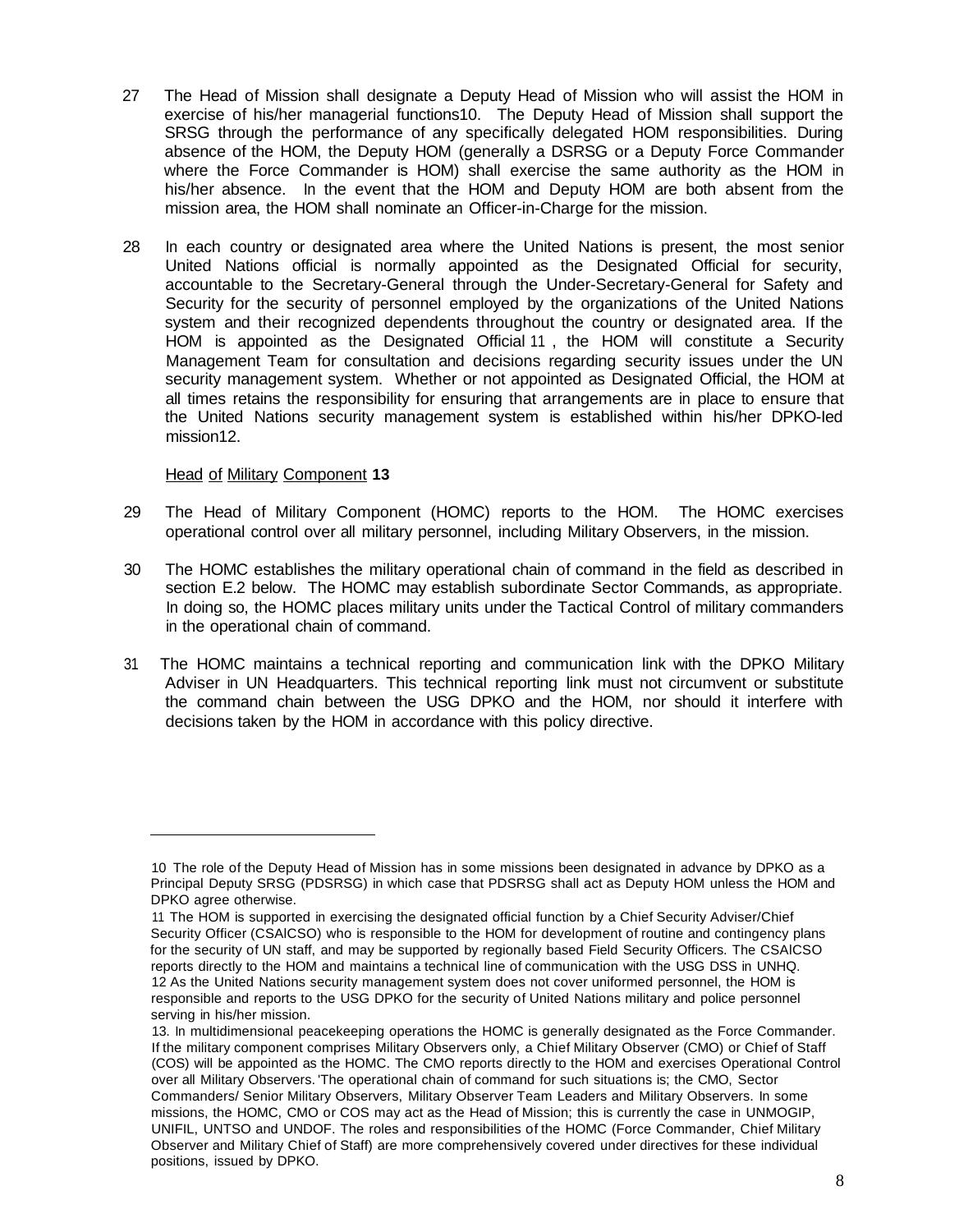27 The Head of Mission shall designate a Deputy Head of Mission who will assist the HOM in exercise of his/her managerial functions[10]. The Deputy Head of Mission shall support the SRSG through the performance of any specifically delegated HOM responsibilities. During absence of the HOM, the Deputy HOM (generally a DSRSG or a Deputy Force Commander where the Force Commander is HOM) shall exercise the same authority as the HOM in his/her absence. In the event that the HOM and Deputy HOM are both absent from the mission area, the HOM shall nominate an Officer-in-Charge for the mission.

28 In each country or designated area where the United Nations is present, the most senior United Nations official is normally appointed as the Designated Official for security, accountable to the Secretary-General through the Under-Secretary-General for Safety and Security for the security of personnel employed by the organizations of the United Nations system and their recognized dependents throughout the country or designated area. If the HOM is appointed as the Designated Official[11], the HOM will constitute a Security Management Team for consultation and decisions regarding security issues under the UN security management system. Whether or not appointed as Designated Official, the HOM at all times retains the responsibility for ensuring that arrangements are in place to ensure that the United Nations security management system is established within his/her DPKO-led mission[12].

Head of Military Component **13**

29 The Head of Military Component (HOMC) reports to the HOM. The HOMC exercises operational control over all military personnel, including Military Observers, in the mission.

30 The HOMC establishes the military operational chain of command in the field as described in section E.2 below. The HOMC may establish subordinate Sector Commands, as appropriate. In doing so, the HOMC places military units under the Tactical Control of military commanders in the operational chain of command.

31 The HOMC maintains a technical reporting and communication link with the DPKO Military Adviser in UN Headquarters. This technical reporting link must not circumvent or substitute the command chain between the USG DPKO and the HOM, nor should it interfere with decisions taken by the HOM in accordance with this policy directive.

---

10 The role of the Deputy Head of Mission has in some missions been designated in advance by DPKO as a Principal Deputy SRSG (PDSRSG) in which case that PDSRSG shall act as Deputy HOM unless the HOM and DPKO agree otherwise.

11 The HOM is supported in exercising the designated official function by a Chief Security Adviser/Chief Security Officer (CSAlCSO) who is responsible to the HOM for development of routine and contingency plans for the security of UN staff, and may be supported by regionally based Field Security Officers. The CSAICSO reports directly to the HOM and maintains a technical line of communication with the USG DSS in UNHQ.

12 As the United Nations security management system does not cover uniformed personnel, the HOM is responsible and reports to the USG DPKO for the security of United Nations military and police personnel serving in his/her mission.

13. In multidimensional peacekeeping operations the HOMC is generally designated as the Force Commander. If the military component comprises Military Observers only, a Chief Military Observer (CMO) or Chief of Staff (COS) will be appointed as the HOMC. The CMO reports directly to the HOM and exercises Operational Control over all Military Observers. 'The operational chain of command for such situations is; the CMO, Sector Commanders/ Senior Military Observers, Military Observer Team Leaders and Military Observers. In some missions, the HOMC, CMO or COS may act as the Head of Mission; this is currently the case in UNMOGIP, UNIFIL, UNTSO and UNDOF. The roles and responsibilities of the HOMC (Force Commander, Chief Military Observer and Military Chief of Staff) are more comprehensively covered under directives for these individual positions, issued by DPKO.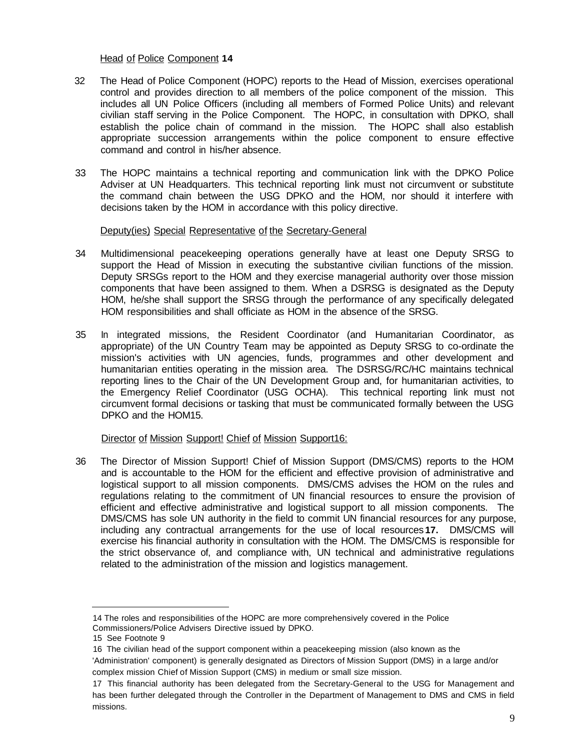Head of Police Component [14]

32 The Head of Police Component (HOPC) reports to the Head of Mission, exercises operational control and provides direction to all members of the police component of the mission. This includes all UN Police Officers (including all members of Formed Police Units) and relevant civilian staff serving in the Police Component. The HOPC, in consultation with DPKO, shall establish the police chain of command in the mission. The HOPC shall also establish appropriate succession arrangements within the police component to ensure effective command and control in his/her absence.

33 The HOPC maintains a technical reporting and communication link with the DPKO Police Adviser at UN Headquarters. This technical reporting link must not circumvent or substitute the command chain between the USG DPKO and the HOM, nor should it interfere with decisions taken by the HOM in accordance with this policy directive.

Deputy(ies) Special Representative of the Secretary-General

34 Multidimensional peacekeeping operations generally have at least one Deputy SRSG to support the Head of Mission in executing the substantive civilian functions of the mission. Deputy SRSGs report to the HOM and they exercise managerial authority over those mission components that have been assigned to them. When a DSRSG is designated as the Deputy HOM, he/she shall support the SRSG through the performance of any specifically delegated HOM responsibilities and shall officiate as HOM in the absence of the SRSG.

35 In integrated missions, the Resident Coordinator (and Humanitarian Coordinator, as appropriate) of the UN Country Team may be appointed as Deputy SRSG to co-ordinate the mission's activities with UN agencies, funds, programmes and other development and humanitarian entities operating in the mission area. The DSRSG/RC/HC maintains technical reporting lines to the Chair of the UN Development Group and, for humanitarian activities, to the Emergency Relief Coordinator (USG OCHA). This technical reporting link must not circumvent formal decisions or tasking that must be communicated formally between the USG DPKO and the HOM[15].

Director of Mission Support! Chief of Mission Support[16]:

36 The Director of Mission Support! Chief of Mission Support (DMS/CMS) reports to the HOM and is accountable to the HOM for the efficient and effective provision of administrative and logistical support to all mission components. DMS/CMS advises the HOM on the rules and regulations relating to the commitment of UN financial resources to ensure the provision of efficient and effective administrative and logistical support to all mission components. The DMS/CMS has sole UN authority in the field to commit UN financial resources for any purpose, including any contractual arrangements for the use of local resources[17]. DMS/CMS will exercise his financial authority in consultation with the HOM. The DMS/CMS is responsible for the strict observance of, and compliance with, UN technical and administrative regulations related to the administration of the mission and logistics management.

---

14 The roles and responsibilities of the HOPC are more comprehensively covered in the Police Commissioners/Police Advisers Directive issued by DPKO.

15 See Footnote 9

16 The civilian head of the support component within a peacekeeping mission (also known as the 'Administration' component) is generally designated as Directors of Mission Support (DMS) in a large and/or complex mission Chief of Mission Support (CMS) in medium or small size mission.

17 This financial authority has been delegated from the Secretary-General to the USG for Management and has been further delegated through the Controller in the Department of Management to DMS and CMS in field missions.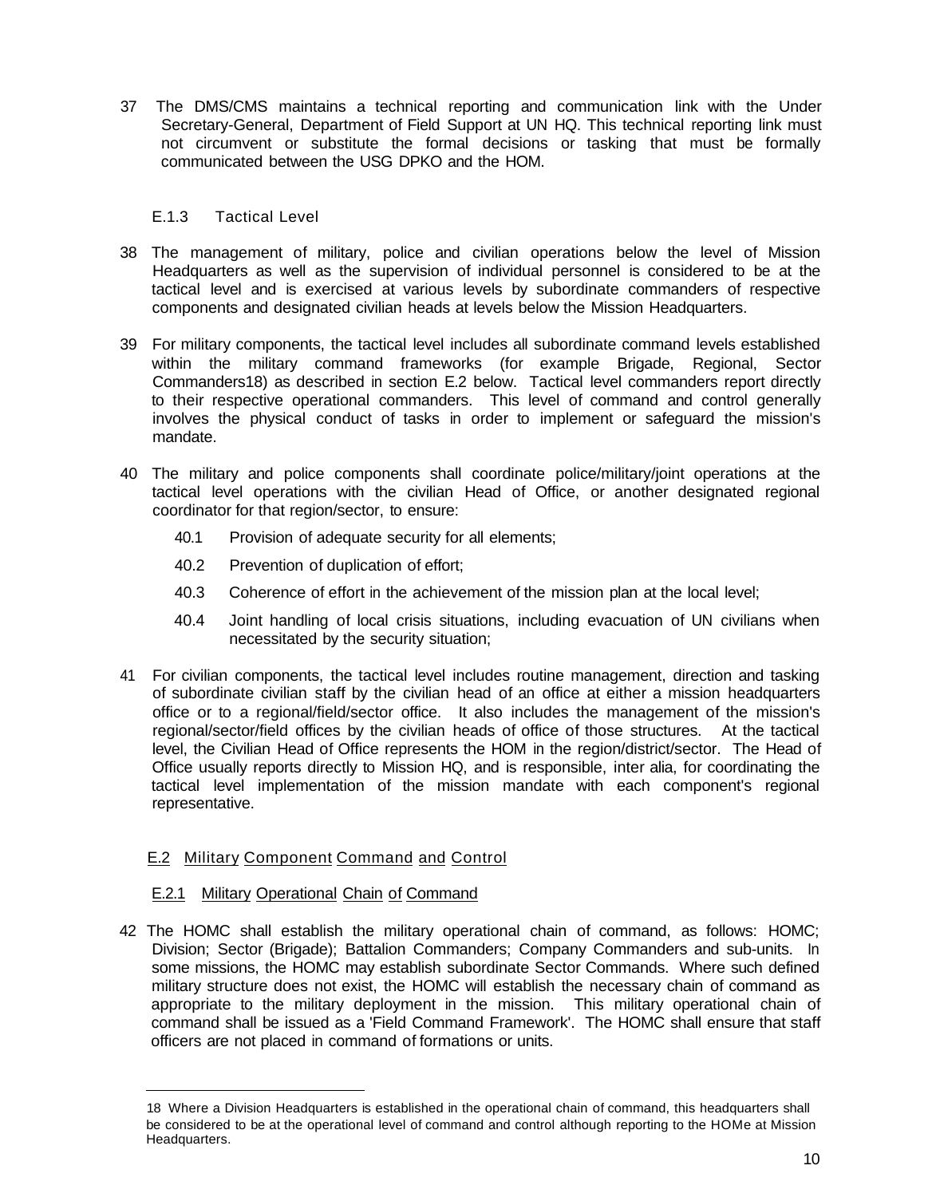37 The DMS/CMS maintains a technical reporting and communication link with the Under Secretary-General, Department of Field Support at UN HQ. This technical reporting link must not circumvent or substitute the formal decisions or tasking that must be formally communicated between the USG DPKO and the HOM.

#### E.1.3 Tactical Level

38 The management of military, police and civilian operations below the level of Mission Headquarters as well as the supervision of individual personnel is considered to be at the tactical level and is exercised at various levels by subordinate commanders of respective components and designated civilian heads at levels below the Mission Headquarters.

39 For military components, the tactical level includes all subordinate command levels established within the military command frameworks (for example Brigade, Regional, Sector Commanders[18]) as described in section E.2 below. Tactical level commanders report directly to their respective operational commanders. This level of command and control generally involves the physical conduct of tasks in order to implement or safeguard the mission's mandate.

40 The military and police components shall coordinate police/military/joint operations at the tactical level operations with the civilian Head of Office, or another designated regional coordinator for that region/sector, to ensure:

40.1 Provision of adequate security for all elements;

40.2 Prevention of duplication of effort;

40.3 Coherence of effort in the achievement of the mission plan at the local level;

40.4 Joint handling of local crisis situations, including evacuation of UN civilians when necessitated by the security situation;

41 For civilian components, the tactical level includes routine management, direction and tasking of subordinate civilian staff by the civilian head of an office at either a mission headquarters office or to a regional/field/sector office. It also includes the management of the mission's regional/sector/field offices by the civilian heads of office of those structures. At the tactical level, the Civilian Head of Office represents the HOM in the region/district/sector. The Head of Office usually reports directly to Mission HQ, and is responsible, inter alia, for coordinating the tactical level implementation of the mission mandate with each component's regional representative.

### E.2 Military Component Command and Control

#### E.2.1 Military Operational Chain of Command

42 The HOMC shall establish the military operational chain of command, as follows: HOMC; Division; Sector (Brigade); Battalion Commanders; Company Commanders and sub-units. In some missions, the HOMC may establish subordinate Sector Commands. Where such defined military structure does not exist, the HOMC will establish the necessary chain of command as appropriate to the military deployment in the mission. This military operational chain of command shall be issued as a 'Field Command Framework'. The HOMC shall ensure that staff officers are not placed in command of formations or units.

---

[18] Where a Division Headquarters is established in the operational chain of command, this headquarters shall be considered to be at the operational level of command and control although reporting to the HOMe at Mission Headquarters.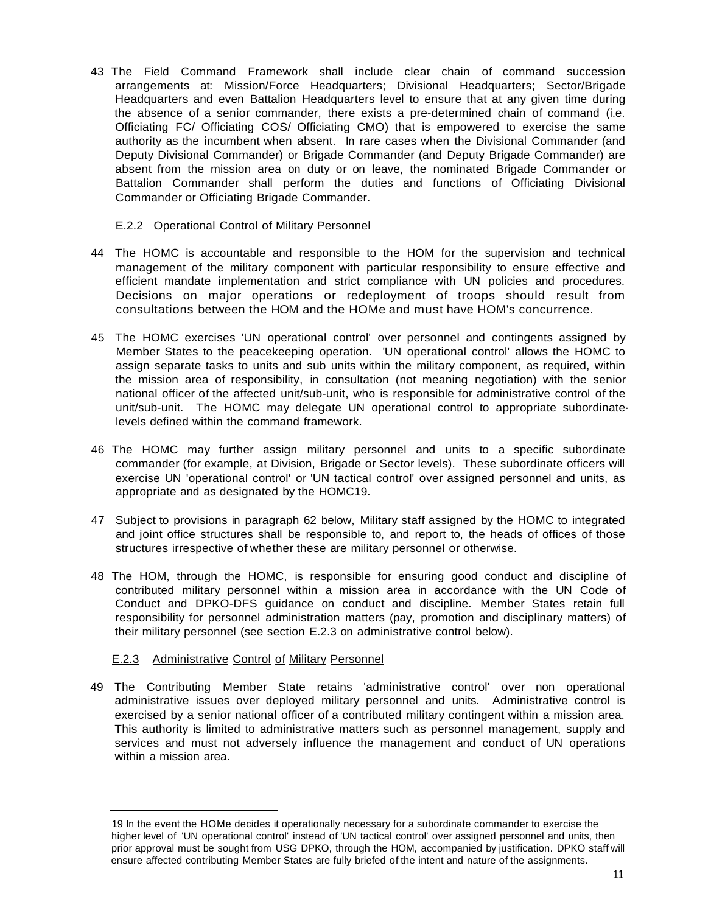43 The Field Command Framework shall include clear chain of command succession arrangements at: Mission/Force Headquarters; Divisional Headquarters; Sector/Brigade Headquarters and even Battalion Headquarters level to ensure that at any given time during the absence of a senior commander, there exists a pre-determined chain of command (i.e. Officiating FC/ Officiating COS/ Officiating CMO) that is empowered to exercise the same authority as the incumbent when absent. In rare cases when the Divisional Commander (and Deputy Divisional Commander) or Brigade Commander (and Deputy Brigade Commander) are absent from the mission area on duty or on leave, the nominated Brigade Commander or Battalion Commander shall perform the duties and functions of Officiating Divisional Commander or Officiating Brigade Commander.

### E.2.2 Operational Control of Military Personnel

44 The HOMC is accountable and responsible to the HOM for the supervision and technical management of the military component with particular responsibility to ensure effective and efficient mandate implementation and strict compliance with UN policies and procedures. Decisions on major operations or redeployment of troops should result from consultations between the HOM and the HOMe and must have HOM's concurrence.

45 The HOMC exercises 'UN operational control' over personnel and contingents assigned by Member States to the peacekeeping operation. 'UN operational control' allows the HOMC to assign separate tasks to units and sub units within the military component, as required, within the mission area of responsibility, in consultation (not meaning negotiation) with the senior national officer of the affected unit/sub-unit, who is responsible for administrative control of the unit/sub-unit. The HOMC may delegate UN operational control to appropriate subordinate levels defined within the command framework.

46 The HOMC may further assign military personnel and units to a specific subordinate commander (for example, at Division, Brigade or Sector levels). These subordinate officers will exercise UN 'operational control' or 'UN tactical control' over assigned personnel and units, as appropriate and as designated by the HOMC[19].

47 Subject to provisions in paragraph 62 below, Military staff assigned by the HOMC to integrated and joint office structures shall be responsible to, and report to, the heads of offices of those structures irrespective of whether these are military personnel or otherwise.

48 The HOM, through the HOMC, is responsible for ensuring good conduct and discipline of contributed military personnel within a mission area in accordance with the UN Code of Conduct and DPKO-DFS guidance on conduct and discipline. Member States retain full responsibility for personnel administration matters (pay, promotion and disciplinary matters) of their military personnel (see section E.2.3 on administrative control below).

### E.2.3 Administrative Control of Military Personnel

49 The Contributing Member State retains 'administrative control' over non operational administrative issues over deployed military personnel and units. Administrative control is exercised by a senior national officer of a contributed military contingent within a mission area. This authority is limited to administrative matters such as personnel management, supply and services and must not adversely influence the management and conduct of UN operations within a mission area.

---

19 In the event the HOMe decides it operationally necessary for a subordinate commander to exercise the higher level of 'UN operational control' instead of 'UN tactical control' over assigned personnel and units, then prior approval must be sought from USG DPKO, through the HOM, accompanied by justification. DPKO staff will ensure affected contributing Member States are fully briefed of the intent and nature of the assignments.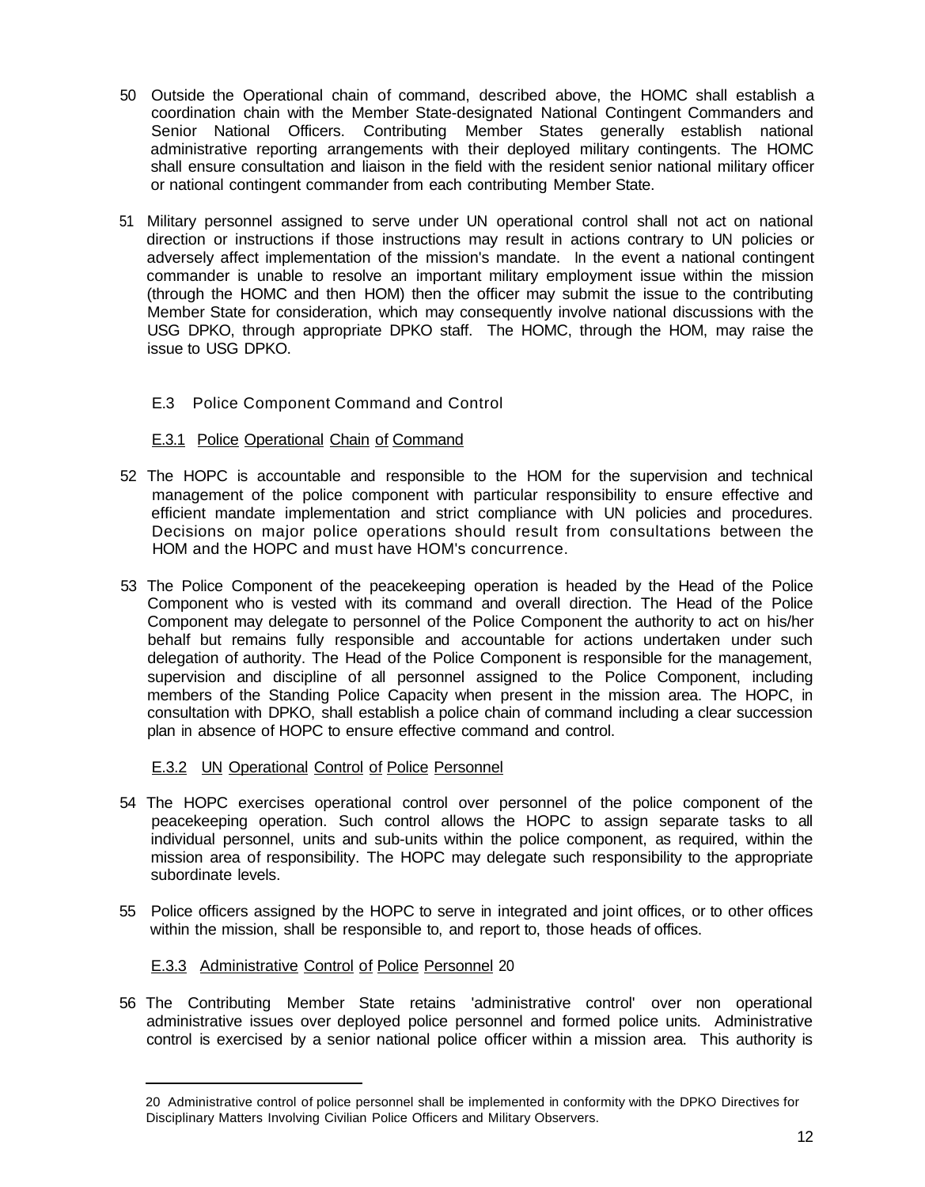50 Outside the Operational chain of command, described above, the HOMC shall establish a coordination chain with the Member State-designated National Contingent Commanders and Senior National Officers. Contributing Member States generally establish national administrative reporting arrangements with their deployed military contingents. The HOMC shall ensure consultation and liaison in the field with the resident senior national military officer or national contingent commander from each contributing Member State.

51 Military personnel assigned to serve under UN operational control shall not act on national direction or instructions if those instructions may result in actions contrary to UN policies or adversely affect implementation of the mission's mandate. In the event a national contingent commander is unable to resolve an important military employment issue within the mission (through the HOMC and then HOM) then the officer may submit the issue to the contributing Member State for consideration, which may consequently involve national discussions with the USG DPKO, through appropriate DPKO staff. The HOMC, through the HOM, may raise the issue to USG DPKO.

### E.3 Police Component Command and Control

#### E.3.1 Police Operational Chain of Command

52 The HOPC is accountable and responsible to the HOM for the supervision and technical management of the police component with particular responsibility to ensure effective and efficient mandate implementation and strict compliance with UN policies and procedures. Decisions on major police operations should result from consultations between the HOM and the HOPC and must have HOM's concurrence.

53 The Police Component of the peacekeeping operation is headed by the Head of the Police Component who is vested with its command and overall direction. The Head of the Police Component may delegate to personnel of the Police Component the authority to act on his/her behalf but remains fully responsible and accountable for actions undertaken under such delegation of authority. The Head of the Police Component is responsible for the management, supervision and discipline of all personnel assigned to the Police Component, including members of the Standing Police Capacity when present in the mission area. The HOPC, in consultation with DPKO, shall establish a police chain of command including a clear succession plan in absence of HOPC to ensure effective command and control.

#### E.3.2 UN Operational Control of Police Personnel

54 The HOPC exercises operational control over personnel of the police component of the peacekeeping operation. Such control allows the HOPC to assign separate tasks to all individual personnel, units and sub-units within the police component, as required, within the mission area of responsibility. The HOPC may delegate such responsibility to the appropriate subordinate levels.

55 Police officers assigned by the HOPC to serve in integrated and joint offices, or to other offices within the mission, shall be responsible to, and report to, those heads of offices.

#### E.3.3 Administrative Control of Police Personnel [20]

56 The Contributing Member State retains 'administrative control' over non operational administrative issues over deployed police personnel and formed police units. Administrative control is exercised by a senior national police officer within a mission area. This authority is

---

[20] Administrative control of police personnel shall be implemented in conformity with the DPKO Directives for Disciplinary Matters Involving Civilian Police Officers and Military Observers.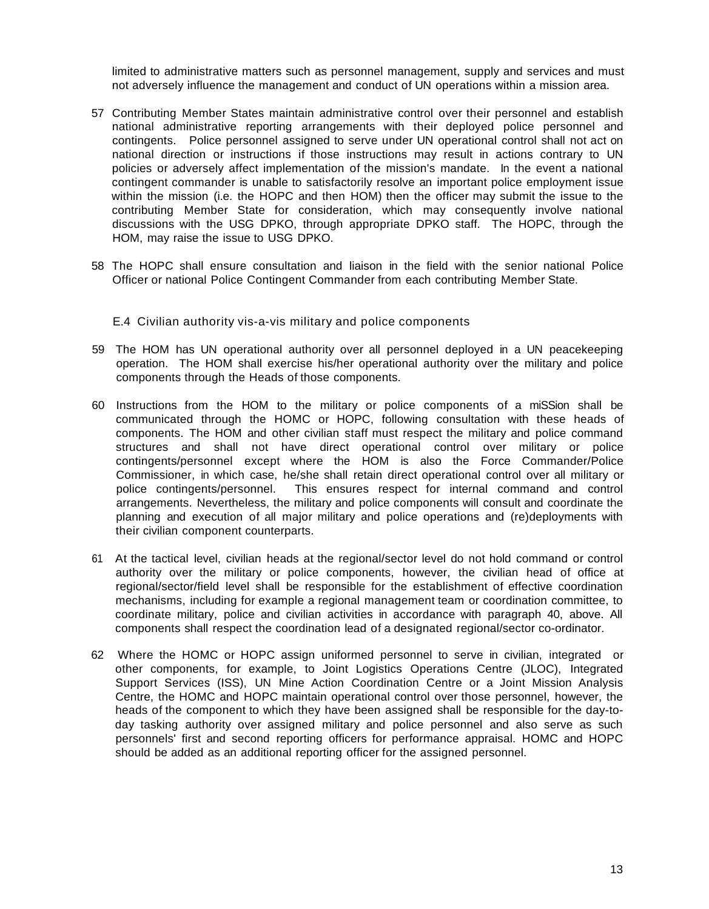limited to administrative matters such as personnel management, supply and services and must not adversely influence the management and conduct of UN operations within a mission area.

57 Contributing Member States maintain administrative control over their personnel and establish national administrative reporting arrangements with their deployed police personnel and contingents. Police personnel assigned to serve under UN operational control shall not act on national direction or instructions if those instructions may result in actions contrary to UN policies or adversely affect implementation of the mission's mandate. In the event a national contingent commander is unable to satisfactorily resolve an important police employment issue within the mission (i.e. the HOPC and then HOM) then the officer may submit the issue to the contributing Member State for consideration, which may consequently involve national discussions with the USG DPKO, through appropriate DPKO staff. The HOPC, through the HOM, may raise the issue to USG DPKO.

58 The HOPC shall ensure consultation and liaison in the field with the senior national Police Officer or national Police Contingent Commander from each contributing Member State.

### E.4 Civilian authority vis-a-vis military and police components

59 The HOM has UN operational authority over all personnel deployed in a UN peacekeeping operation. The HOM shall exercise his/her operational authority over the military and police components through the Heads of those components.

60 Instructions from the HOM to the military or police components of a miSSion shall be communicated through the HOMC or HOPC, following consultation with these heads of components. The HOM and other civilian staff must respect the military and police command structures and shall not have direct operational control over military or police contingents/personnel except where the HOM is also the Force Commander/Police Commissioner, in which case, he/she shall retain direct operational control over all military or police contingents/personnel. This ensures respect for internal command and control arrangements. Nevertheless, the military and police components will consult and coordinate the planning and execution of all major military and police operations and (re)deployments with their civilian component counterparts.

61 At the tactical level, civilian heads at the regional/sector level do not hold command or control authority over the military or police components, however, the civilian head of office at regional/sector/field level shall be responsible for the establishment of effective coordination mechanisms, including for example a regional management team or coordination committee, to coordinate military, police and civilian activities in accordance with paragraph 40, above. All components shall respect the coordination lead of a designated regional/sector co-ordinator.

62 Where the HOMC or HOPC assign uniformed personnel to serve in civilian, integrated or other components, for example, to Joint Logistics Operations Centre (JLOC), Integrated Support Services (ISS), UN Mine Action Coordination Centre or a Joint Mission Analysis Centre, the HOMC and HOPC maintain operational control over those personnel, however, the heads of the component to which they have been assigned shall be responsible for the day-to-day tasking authority over assigned military and police personnel and also serve as such personnels' first and second reporting officers for performance appraisal. HOMC and HOPC should be added as an additional reporting officer for the assigned personnel.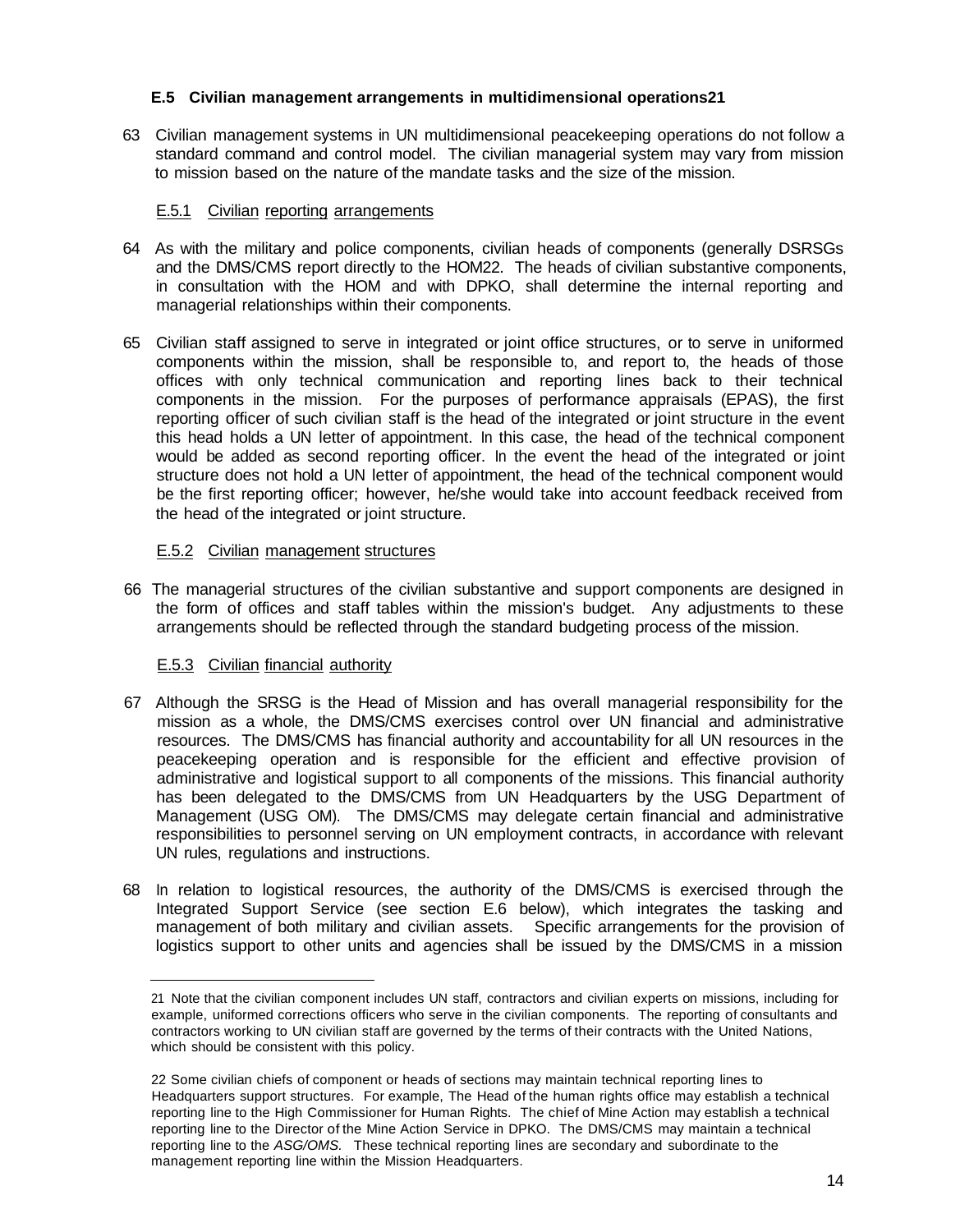### E.5 Civilian management arrangements in multidimensional operations[21]

63 Civilian management systems in UN multidimensional peacekeeping operations do not follow a standard command and control model. The civilian managerial system may vary from mission to mission based on the nature of the mandate tasks and the size of the mission.

#### E.5.1 Civilian reporting arrangements

64 As with the military and police components, civilian heads of components (generally DSRSGs and the DMS/CMS report directly to the HOM[22]. The heads of civilian substantive components, in consultation with the HOM and with DPKO, shall determine the internal reporting and managerial relationships within their components.

65 Civilian staff assigned to serve in integrated or joint office structures, or to serve in uniformed components within the mission, shall be responsible to, and report to, the heads of those offices with only technical communication and reporting lines back to their technical components in the mission. For the purposes of performance appraisals (EPAS), the first reporting officer of such civilian staff is the head of the integrated or joint structure in the event this head holds a UN letter of appointment. In this case, the head of the technical component would be added as second reporting officer. In the event the head of the integrated or joint structure does not hold a UN letter of appointment, the head of the technical component would be the first reporting officer; however, he/she would take into account feedback received from the head of the integrated or joint structure.

#### E.5.2 Civilian management structures

66 The managerial structures of the civilian substantive and support components are designed in the form of offices and staff tables within the mission's budget. Any adjustments to these arrangements should be reflected through the standard budgeting process of the mission.

#### E.5.3 Civilian financial authority

67 Although the SRSG is the Head of Mission and has overall managerial responsibility for the mission as a whole, the DMS/CMS exercises control over UN financial and administrative resources. The DMS/CMS has financial authority and accountability for all UN resources in the peacekeeping operation and is responsible for the efficient and effective provision of administrative and logistical support to all components of the missions. This financial authority has been delegated to the DMS/CMS from UN Headquarters by the USG Department of Management (USG OM). The DMS/CMS may delegate certain financial and administrative responsibilities to personnel serving on UN employment contracts, in accordance with relevant UN rules, regulations and instructions.

68 In relation to logistical resources, the authority of the DMS/CMS is exercised through the Integrated Support Service (see section E.6 below), which integrates the tasking and management of both military and civilian assets. Specific arrangements for the provision of logistics support to other units and agencies shall be issued by the DMS/CMS in a mission

---

[21] Note that the civilian component includes UN staff, contractors and civilian experts on missions, including for example, uniformed corrections officers who serve in the civilian components. The reporting of consultants and contractors working to UN civilian staff are governed by the terms of their contracts with the United Nations, which should be consistent with this policy.

[22] Some civilian chiefs of component or heads of sections may maintain technical reporting lines to Headquarters support structures. For example, The Head of the human rights office may establish a technical reporting line to the High Commissioner for Human Rights. The chief of Mine Action may establish a technical reporting line to the Director of the Mine Action Service in DPKO. The DMS/CMS may maintain a technical reporting line to the *ASG/OMS*. These technical reporting lines are secondary and subordinate to the management reporting line within the Mission Headquarters.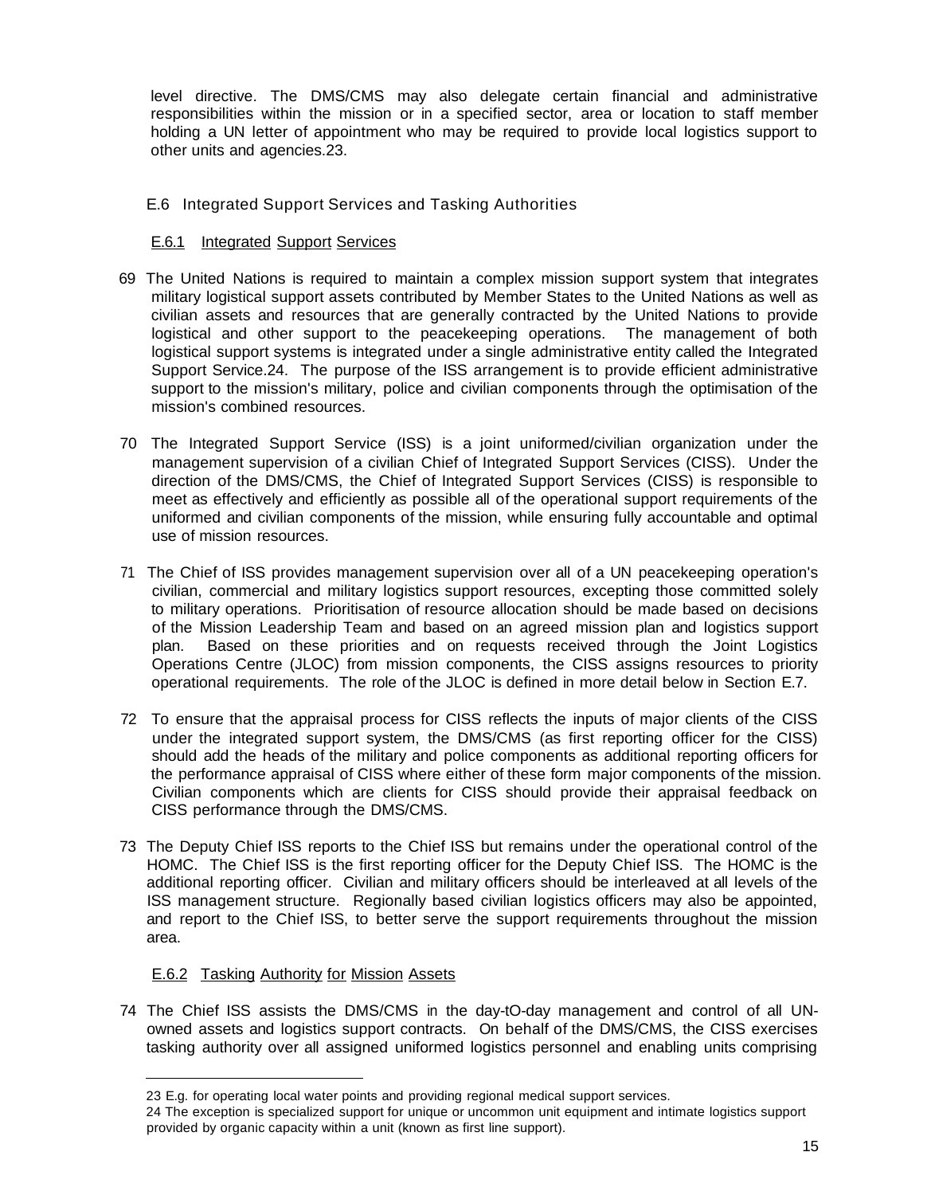level directive. The DMS/CMS may also delegate certain financial and administrative responsibilities within the mission or in a specified sector, area or location to staff member holding a UN letter of appointment who may be required to provide local logistics support to other units and agencies.[23].

### E.6 Integrated Support Services and Tasking Authorities

#### E.6.1 Integrated Support Services

69 The United Nations is required to maintain a complex mission support system that integrates military logistical support assets contributed by Member States to the United Nations as well as civilian assets and resources that are generally contracted by the United Nations to provide logistical and other support to the peacekeeping operations. The management of both logistical support systems is integrated under a single administrative entity called the Integrated Support Service.[24]. The purpose of the ISS arrangement is to provide efficient administrative support to the mission's military, police and civilian components through the optimisation of the mission's combined resources.

70 The Integrated Support Service (ISS) is a joint uniformed/civilian organization under the management supervision of a civilian Chief of Integrated Support Services (CISS). Under the direction of the DMS/CMS, the Chief of Integrated Support Services (CISS) is responsible to meet as effectively and efficiently as possible all of the operational support requirements of the uniformed and civilian components of the mission, while ensuring fully accountable and optimal use of mission resources.

71 The Chief of ISS provides management supervision over all of a UN peacekeeping operation's civilian, commercial and military logistics support resources, excepting those committed solely to military operations. Prioritisation of resource allocation should be made based on decisions of the Mission Leadership Team and based on an agreed mission plan and logistics support plan. Based on these priorities and on requests received through the Joint Logistics Operations Centre (JLOC) from mission components, the CISS assigns resources to priority operational requirements. The role of the JLOC is defined in more detail below in Section E.7.

72 To ensure that the appraisal process for CISS reflects the inputs of major clients of the CISS under the integrated support system, the DMS/CMS (as first reporting officer for the CISS) should add the heads of the military and police components as additional reporting officers for the performance appraisal of CISS where either of these form major components of the mission. Civilian components which are clients for CISS should provide their appraisal feedback on CISS performance through the DMS/CMS.

73 The Deputy Chief ISS reports to the Chief ISS but remains under the operational control of the HOMC. The Chief ISS is the first reporting officer for the Deputy Chief ISS. The HOMC is the additional reporting officer. Civilian and military officers should be interleaved at all levels of the ISS management structure. Regionally based civilian logistics officers may also be appointed, and report to the Chief ISS, to better serve the support requirements throughout the mission area.

#### E.6.2 Tasking Authority for Mission Assets

74 The Chief ISS assists the DMS/CMS in the day-tO-day management and control of all UN-owned assets and logistics support contracts. On behalf of the DMS/CMS, the CISS exercises tasking authority over all assigned uniformed logistics personnel and enabling units comprising

---

23 E.g. for operating local water points and providing regional medical support services.

24 The exception is specialized support for unique or uncommon unit equipment and intimate logistics support provided by organic capacity within a unit (known as first line support).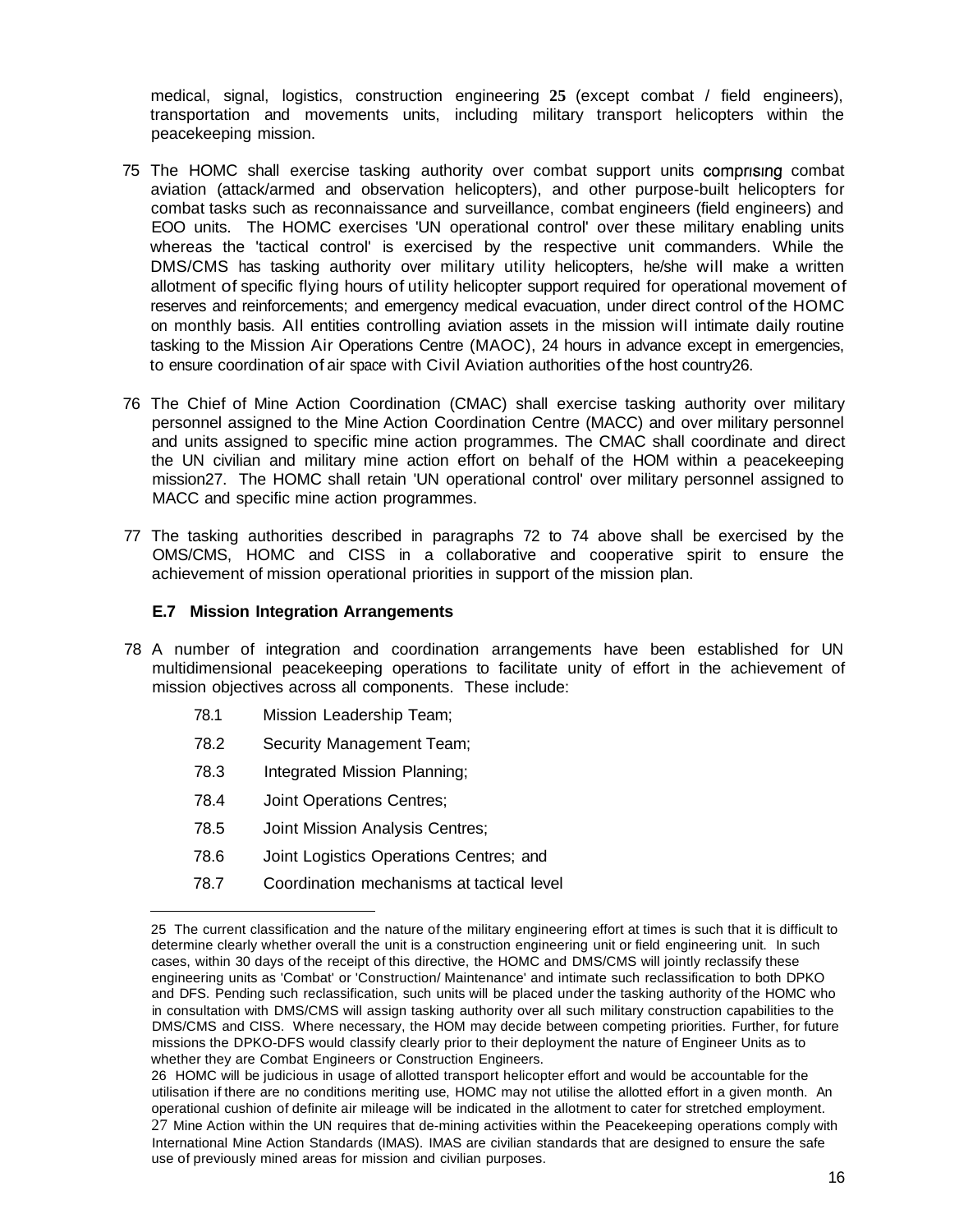medical, signal, logistics, construction engineering [25] (except combat / field engineers), transportation and movements units, including military transport helicopters within the peacekeeping mission.

75 The HOMC shall exercise tasking authority over combat support units comprising combat aviation (attack/armed and observation helicopters), and other purpose-built helicopters for combat tasks such as reconnaissance and surveillance, combat engineers (field engineers) and EOO units. The HOMC exercises 'UN operational control' over these military enabling units whereas the 'tactical control' is exercised by the respective unit commanders. While the DMS/CMS has tasking authority over military utility helicopters, he/she will make a written allotment of specific flying hours of utility helicopter support required for operational movement of reserves and reinforcements; and emergency medical evacuation, under direct control of the HOMC on monthly basis. All entities controlling aviation assets in the mission will intimate daily routine tasking to the Mission Air Operations Centre (MAOC), 24 hours in advance except in emergencies, to ensure coordination of air space with Civil Aviation authorities of the host country[26].

76 The Chief of Mine Action Coordination (CMAC) shall exercise tasking authority over military personnel assigned to the Mine Action Coordination Centre (MACC) and over military personnel and units assigned to specific mine action programmes. The CMAC shall coordinate and direct the UN civilian and military mine action effort on behalf of the HOM within a peacekeeping mission[27]. The HOMC shall retain 'UN operational control' over military personnel assigned to MACC and specific mine action programmes.

77 The tasking authorities described in paragraphs 72 to 74 above shall be exercised by the OMS/CMS, HOMC and CISS in a collaborative and cooperative spirit to ensure the achievement of mission operational priorities in support of the mission plan.

### E.7 Mission Integration Arrangements

78 A number of integration and coordination arrangements have been established for UN multidimensional peacekeeping operations to facilitate unity of effort in the achievement of mission objectives across all components. These include:

- 78.1 Mission Leadership Team;
- 78.2 Security Management Team;
- 78.3 Integrated Mission Planning;
- 78.4 Joint Operations Centres;
- 78.5 Joint Mission Analysis Centres;
- 78.6 Joint Logistics Operations Centres; and
- 78.7 Coordination mechanisms at tactical level

---

25 The current classification and the nature of the military engineering effort at times is such that it is difficult to determine clearly whether overall the unit is a construction engineering unit or field engineering unit. In such cases, within 30 days of the receipt of this directive, the HOMC and DMS/CMS will jointly reclassify these engineering units as 'Combat' or 'Construction/ Maintenance' and intimate such reclassification to both DPKO and DFS. Pending such reclassification, such units will be placed under the tasking authority of the HOMC who in consultation with DMS/CMS will assign tasking authority over all such military construction capabilities to the DMS/CMS and CISS. Where necessary, the HOM may decide between competing priorities. Further, for future missions the DPKO-DFS would classify clearly prior to their deployment the nature of Engineer Units as to whether they are Combat Engineers or Construction Engineers.

26 HOMC will be judicious in usage of allotted transport helicopter effort and would be accountable for the utilisation if there are no conditions meriting use, HOMC may not utilise the allotted effort in a given month. An operational cushion of definite air mileage will be indicated in the allotment to cater for stretched employment.

27 Mine Action within the UN requires that de-mining activities within the Peacekeeping operations comply with International Mine Action Standards (IMAS). IMAS are civilian standards that are designed to ensure the safe use of previously mined areas for mission and civilian purposes.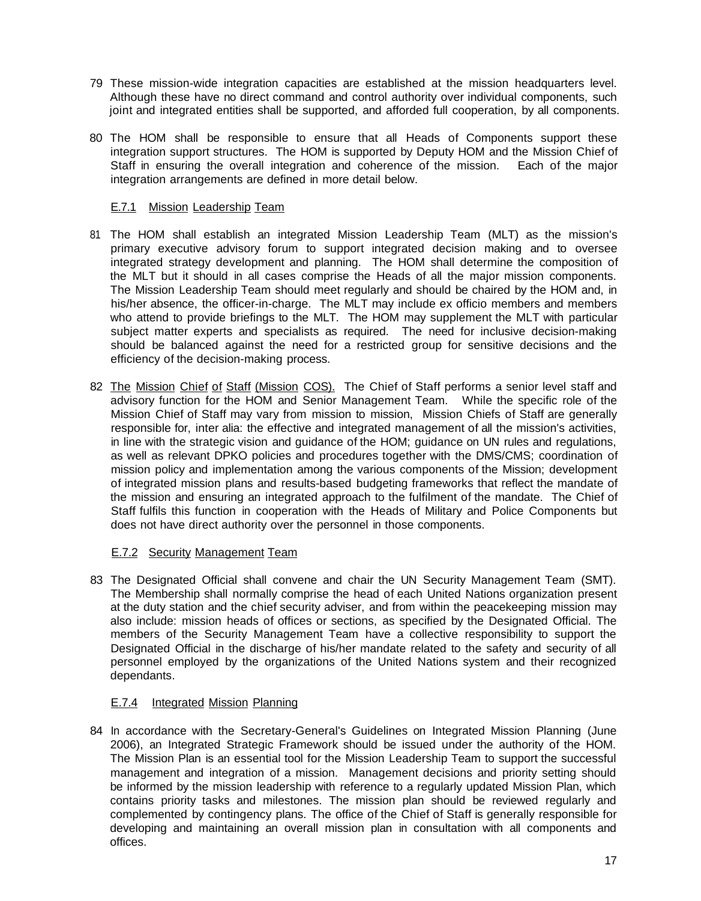79 These mission-wide integration capacities are established at the mission headquarters level. Although these have no direct command and control authority over individual components, such joint and integrated entities shall be supported, and afforded full cooperation, by all components.

80 The HOM shall be responsible to ensure that all Heads of Components support these integration support structures. The HOM is supported by Deputy HOM and the Mission Chief of Staff in ensuring the overall integration and coherence of the mission. Each of the major integration arrangements are defined in more detail below.

#### E.7.1 Mission Leadership Team

81 The HOM shall establish an integrated Mission Leadership Team (MLT) as the mission's primary executive advisory forum to support integrated decision making and to oversee integrated strategy development and planning. The HOM shall determine the composition of the MLT but it should in all cases comprise the Heads of all the major mission components. The Mission Leadership Team should meet regularly and should be chaired by the HOM and, in his/her absence, the officer-in-charge. The MLT may include ex officio members and members who attend to provide briefings to the MLT. The HOM may supplement the MLT with particular subject matter experts and specialists as required. The need for inclusive decision-making should be balanced against the need for a restricted group for sensitive decisions and the efficiency of the decision-making process.

82 The Mission Chief of Staff (Mission COS). The Chief of Staff performs a senior level staff and advisory function for the HOM and Senior Management Team. While the specific role of the Mission Chief of Staff may vary from mission to mission, Mission Chiefs of Staff are generally responsible for, inter alia: the effective and integrated management of all the mission's activities, in line with the strategic vision and guidance of the HOM; guidance on UN rules and regulations, as well as relevant DPKO policies and procedures together with the DMS/CMS; coordination of mission policy and implementation among the various components of the Mission; development of integrated mission plans and results-based budgeting frameworks that reflect the mandate of the mission and ensuring an integrated approach to the fulfilment of the mandate. The Chief of Staff fulfils this function in cooperation with the Heads of Military and Police Components but does not have direct authority over the personnel in those components.

#### E.7.2 Security Management Team

83 The Designated Official shall convene and chair the UN Security Management Team (SMT). The Membership shall normally comprise the head of each United Nations organization present at the duty station and the chief security adviser, and from within the peacekeeping mission may also include: mission heads of offices or sections, as specified by the Designated Official. The members of the Security Management Team have a collective responsibility to support the Designated Official in the discharge of his/her mandate related to the safety and security of all personnel employed by the organizations of the United Nations system and their recognized dependants.

#### E.7.4 Integrated Mission Planning

84 In accordance with the Secretary-General's Guidelines on Integrated Mission Planning (June 2006), an Integrated Strategic Framework should be issued under the authority of the HOM. The Mission Plan is an essential tool for the Mission Leadership Team to support the successful management and integration of a mission. Management decisions and priority setting should be informed by the mission leadership with reference to a regularly updated Mission Plan, which contains priority tasks and milestones. The mission plan should be reviewed regularly and complemented by contingency plans. The office of the Chief of Staff is generally responsible for developing and maintaining an overall mission plan in consultation with all components and offices.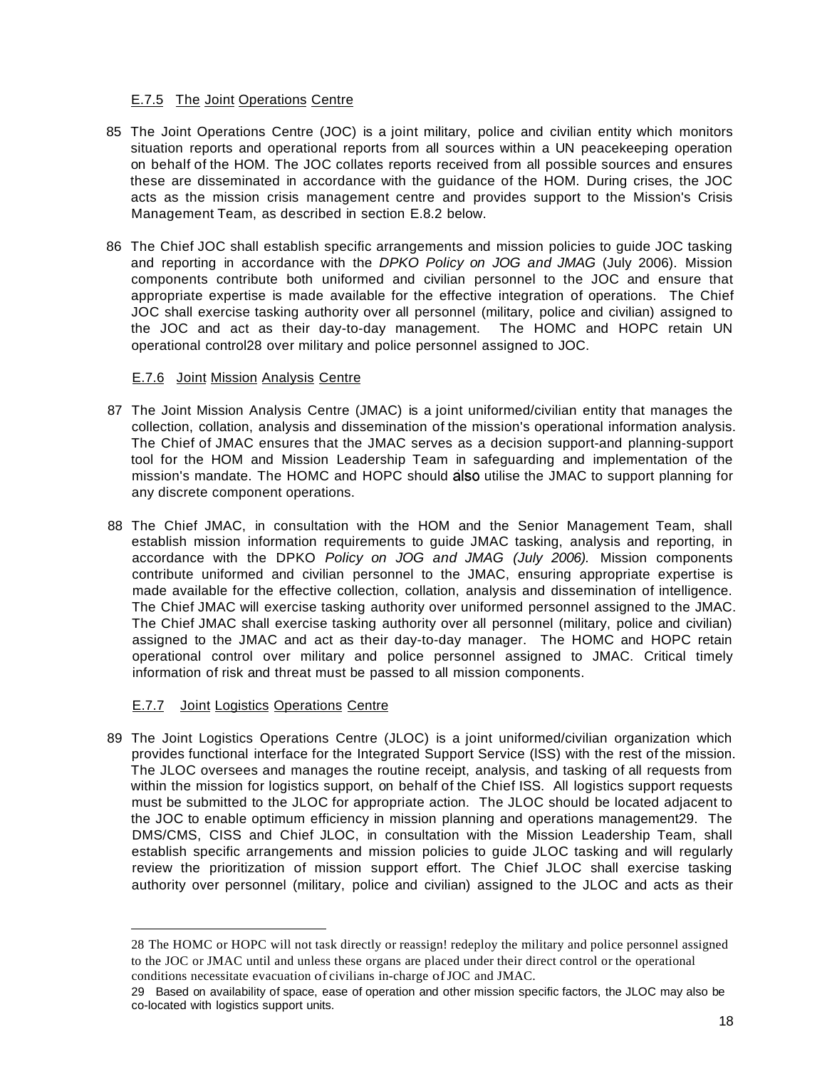#### E.7.5 The Joint Operations Centre

85 The Joint Operations Centre (JOC) is a joint military, police and civilian entity which monitors situation reports and operational reports from all sources within a UN peacekeeping operation on behalf of the HOM. The JOC collates reports received from all possible sources and ensures these are disseminated in accordance with the guidance of the HOM. During crises, the JOC acts as the mission crisis management centre and provides support to the Mission's Crisis Management Team, as described in section E.8.2 below.

86 The Chief JOC shall establish specific arrangements and mission policies to guide JOC tasking and reporting in accordance with the *DPKO Policy on JOG and JMAG* (July 2006). Mission components contribute both uniformed and civilian personnel to the JOC and ensure that appropriate expertise is made available for the effective integration of operations. The Chief JOC shall exercise tasking authority over all personnel (military, police and civilian) assigned to the JOC and act as their day-to-day management. The HOMC and HOPC retain UN operational control[28] over military and police personnel assigned to JOC.

#### E.7.6 Joint Mission Analysis Centre

87 The Joint Mission Analysis Centre (JMAC) is a joint uniformed/civilian entity that manages the collection, collation, analysis and dissemination of the mission's operational information analysis. The Chief of JMAC ensures that the JMAC serves as a decision support-and planning-support tool for the HOM and Mission Leadership Team in safeguarding and implementation of the mission's mandate. The HOMC and HOPC should also utilise the JMAC to support planning for any discrete component operations.

88 The Chief JMAC, in consultation with the HOM and the Senior Management Team, shall establish mission information requirements to guide JMAC tasking, analysis and reporting, in accordance with the DPKO *Policy on JOG and JMAG (July 2006).* Mission components contribute uniformed and civilian personnel to the JMAC, ensuring appropriate expertise is made available for the effective collection, collation, analysis and dissemination of intelligence. The Chief JMAC will exercise tasking authority over uniformed personnel assigned to the JMAC. The Chief JMAC shall exercise tasking authority over all personnel (military, police and civilian) assigned to the JMAC and act as their day-to-day manager. The HOMC and HOPC retain operational control over military and police personnel assigned to JMAC. Critical timely information of risk and threat must be passed to all mission components.

#### E.7.7 Joint Logistics Operations Centre

89 The Joint Logistics Operations Centre (JLOC) is a joint uniformed/civilian organization which provides functional interface for the Integrated Support Service (ISS) with the rest of the mission. The JLOC oversees and manages the routine receipt, analysis, and tasking of all requests from within the mission for logistics support, on behalf of the Chief ISS. All logistics support requests must be submitted to the JLOC for appropriate action. The JLOC should be located adjacent to the JOC to enable optimum efficiency in mission planning and operations management[29]. The DMS/CMS, CISS and Chief JLOC, in consultation with the Mission Leadership Team, shall establish specific arrangements and mission policies to guide JLOC tasking and will regularly review the prioritization of mission support effort. The Chief JLOC shall exercise tasking authority over personnel (military, police and civilian) assigned to the JLOC and acts as their

---

28 The HOMC or HOPC will not task directly or reassign! redeploy the military and police personnel assigned to the JOC or JMAC until and unless these organs are placed under their direct control or the operational conditions necessitate evacuation of civilians in-charge of JOC and JMAC.

29 Based on availability of space, ease of operation and other mission specific factors, the JLOC may also be co-located with logistics support units.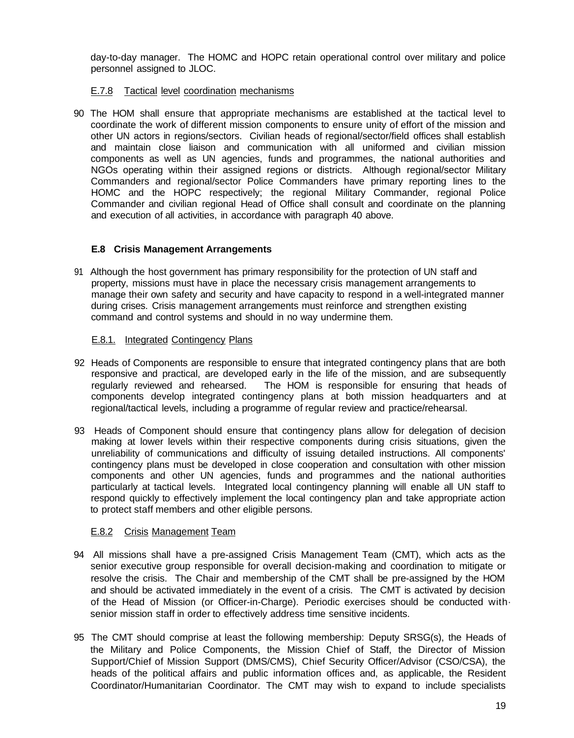day-to-day manager. The HOMC and HOPC retain operational control over military and police personnel assigned to JLOC.

### E.7.8 Tactical level coordination mechanisms

90 The HOM shall ensure that appropriate mechanisms are established at the tactical level to coordinate the work of different mission components to ensure unity of effort of the mission and other UN actors in regions/sectors. Civilian heads of regional/sector/field offices shall establish and maintain close liaison and communication with all uniformed and civilian mission components as well as UN agencies, funds and programmes, the national authorities and NGOs operating within their assigned regions or districts. Although regional/sector Military Commanders and regional/sector Police Commanders have primary reporting lines to the HOMC and the HOPC respectively; the regional Military Commander, regional Police Commander and civilian regional Head of Office shall consult and coordinate on the planning and execution of all activities, in accordance with paragraph 40 above.

## E.8 Crisis Management Arrangements

91 Although the host government has primary responsibility for the protection of UN staff and property, missions must have in place the necessary crisis management arrangements to manage their own safety and security and have capacity to respond in a well-integrated manner during crises. Crisis management arrangements must reinforce and strengthen existing command and control systems and should in no way undermine them.

### E.8.1. Integrated Contingency Plans

92 Heads of Components are responsible to ensure that integrated contingency plans that are both responsive and practical, are developed early in the life of the mission, and are subsequently regularly reviewed and rehearsed. The HOM is responsible for ensuring that heads of components develop integrated contingency plans at both mission headquarters and at regional/tactical levels, including a programme of regular review and practice/rehearsal.

93 Heads of Component should ensure that contingency plans allow for delegation of decision making at lower levels within their respective components during crisis situations, given the unreliability of communications and difficulty of issuing detailed instructions. All components' contingency plans must be developed in close cooperation and consultation with other mission components and other UN agencies, funds and programmes and the national authorities particularly at tactical levels. Integrated local contingency planning will enable all UN staff to respond quickly to effectively implement the local contingency plan and take appropriate action to protect staff members and other eligible persons.

### E.8.2 Crisis Management Team

94 All missions shall have a pre-assigned Crisis Management Team (CMT), which acts as the senior executive group responsible for overall decision-making and coordination to mitigate or resolve the crisis. The Chair and membership of the CMT shall be pre-assigned by the HOM and should be activated immediately in the event of a crisis. The CMT is activated by decision of the Head of Mission (or Officer-in-Charge). Periodic exercises should be conducted with senior mission staff in order to effectively address time sensitive incidents.

95 The CMT should comprise at least the following membership: Deputy SRSG(s), the Heads of the Military and Police Components, the Mission Chief of Staff, the Director of Mission Support/Chief of Mission Support (DMS/CMS), Chief Security Officer/Advisor (CSO/CSA), the heads of the political affairs and public information offices and, as applicable, the Resident Coordinator/Humanitarian Coordinator. The CMT may wish to expand to include specialists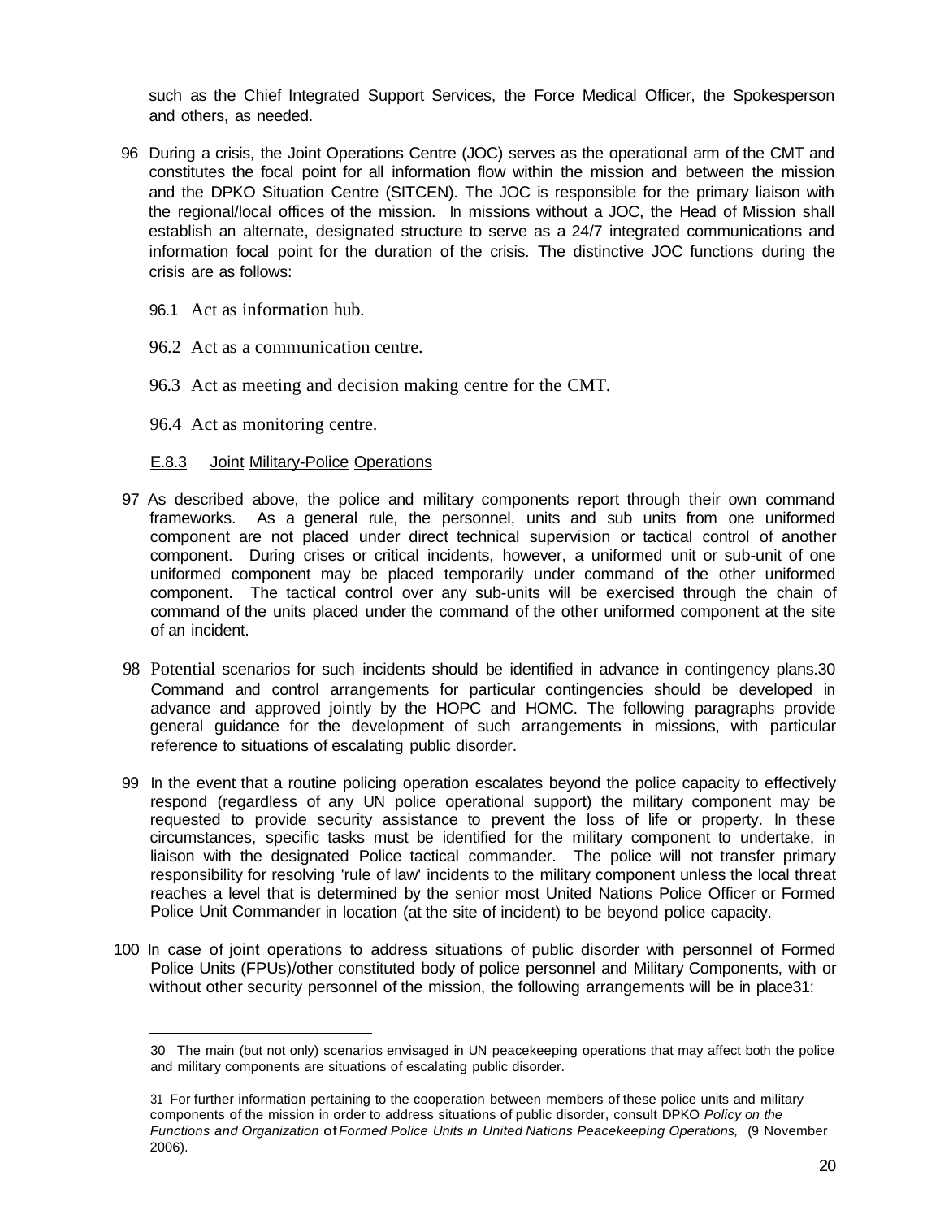such as the Chief Integrated Support Services, the Force Medical Officer, the Spokesperson and others, as needed.

96 During a crisis, the Joint Operations Centre (JOC) serves as the operational arm of the CMT and constitutes the focal point for all information flow within the mission and between the mission and the DPKO Situation Centre (SITCEN). The JOC is responsible for the primary liaison with the regional/local offices of the mission. In missions without a JOC, the Head of Mission shall establish an alternate, designated structure to serve as a 24/7 integrated communications and information focal point for the duration of the crisis. The distinctive JOC functions during the crisis are as follows:

96.1 Act as information hub.

96.2 Act as a communication centre.

96.3 Act as meeting and decision making centre for the CMT.

96.4 Act as monitoring centre.

### E.8.3 Joint Military-Police Operations

97 As described above, the police and military components report through their own command frameworks. As a general rule, the personnel, units and sub units from one uniformed component are not placed under direct technical supervision or tactical control of another component. During crises or critical incidents, however, a uniformed unit or sub-unit of one uniformed component may be placed temporarily under command of the other uniformed component. The tactical control over any sub-units will be exercised through the chain of command of the units placed under the command of the other uniformed component at the site of an incident.

98 Potential scenarios for such incidents should be identified in advance in contingency plans.[30] Command and control arrangements for particular contingencies should be developed in advance and approved jointly by the HOPC and HOMC. The following paragraphs provide general guidance for the development of such arrangements in missions, with particular reference to situations of escalating public disorder.

99 In the event that a routine policing operation escalates beyond the police capacity to effectively respond (regardless of any UN police operational support) the military component may be requested to provide security assistance to prevent the loss of life or property. In these circumstances, specific tasks must be identified for the military component to undertake, in liaison with the designated Police tactical commander. The police will not transfer primary responsibility for resolving 'rule of law' incidents to the military component unless the local threat reaches a level that is determined by the senior most United Nations Police Officer or Formed Police Unit Commander in location (at the site of incident) to be beyond police capacity.

100 In case of joint operations to address situations of public disorder with personnel of Formed Police Units (FPUs)/other constituted body of police personnel and Military Components, with or without other security personnel of the mission, the following arrangements will be in place[31]:

---

[30] The main (but not only) scenarios envisaged in UN peacekeeping operations that may affect both the police and military components are situations of escalating public disorder.

[31] For further information pertaining to the cooperation between members of these police units and military components of the mission in order to address situations of public disorder, consult DPKO *Policy on the Functions and Organization* of *Formed Police Units in United Nations Peacekeeping Operations,* (9 November 2006).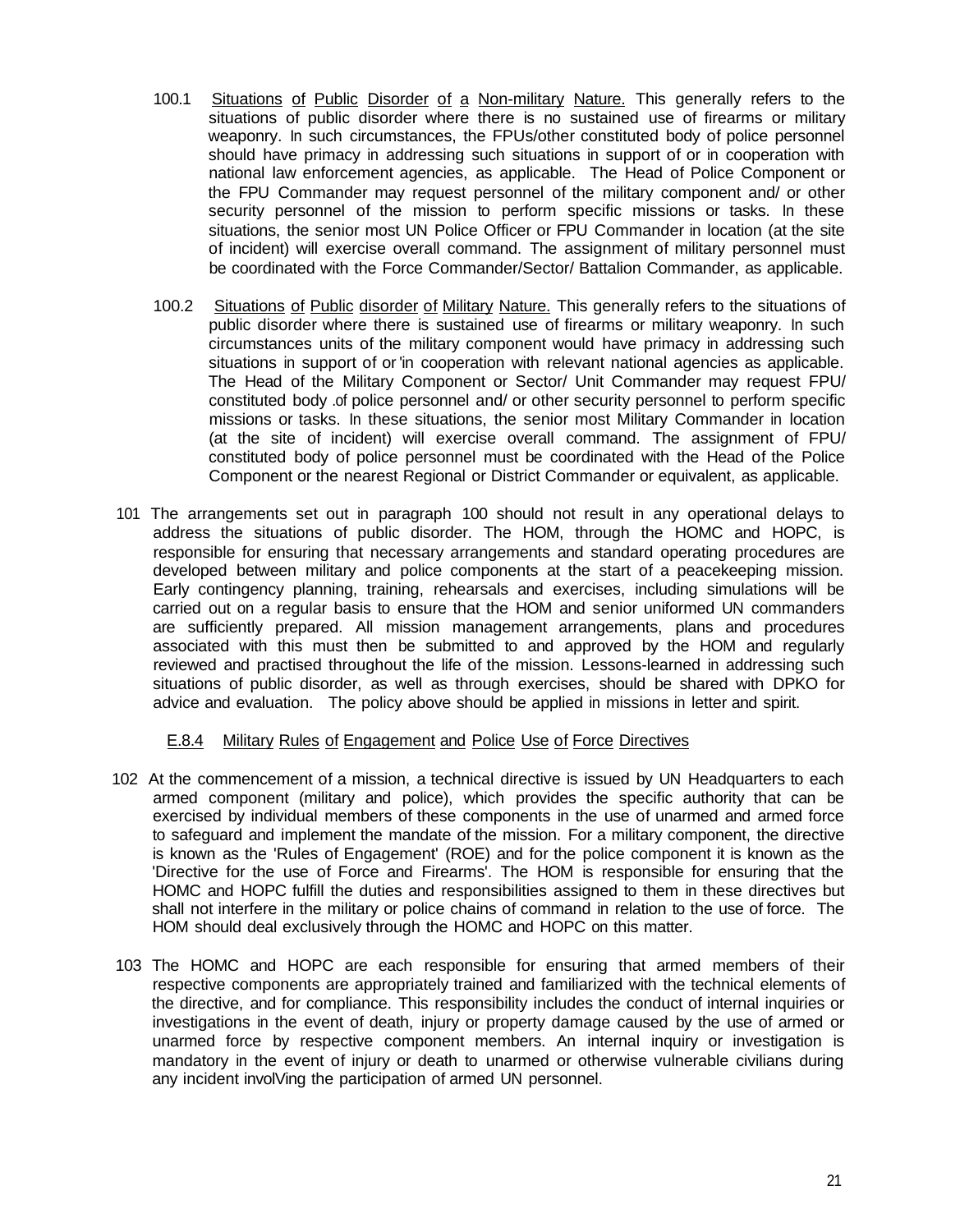100.1 Situations of Public Disorder of a Non-military Nature. This generally refers to the situations of public disorder where there is no sustained use of firearms or military weaponry. In such circumstances, the FPUs/other constituted body of police personnel should have primacy in addressing such situations in support of or in cooperation with national law enforcement agencies, as applicable. The Head of Police Component or the FPU Commander may request personnel of the military component and/ or other security personnel of the mission to perform specific missions or tasks. In these situations, the senior most UN Police Officer or FPU Commander in location (at the site of incident) will exercise overall command. The assignment of military personnel must be coordinated with the Force Commander/Sector/ Battalion Commander, as applicable.

100.2 Situations of Public disorder of Military Nature. This generally refers to the situations of public disorder where there is sustained use of firearms or military weaponry. In such circumstances units of the military component would have primacy in addressing such situations in support of or 'in cooperation with relevant national agencies as applicable. The Head of the Military Component or Sector/ Unit Commander may request FPU/ constituted body .of police personnel and/ or other security personnel to perform specific missions or tasks. In these situations, the senior most Military Commander in location (at the site of incident) will exercise overall command. The assignment of FPU/ constituted body of police personnel must be coordinated with the Head of the Police Component or the nearest Regional or District Commander or equivalent, as applicable.

101 The arrangements set out in paragraph 100 should not result in any operational delays to address the situations of public disorder. The HOM, through the HOMC and HOPC, is responsible for ensuring that necessary arrangements and standard operating procedures are developed between military and police components at the start of a peacekeeping mission. Early contingency planning, training, rehearsals and exercises, including simulations will be carried out on a regular basis to ensure that the HOM and senior uniformed UN commanders are sufficiently prepared. All mission management arrangements, plans and procedures associated with this must then be submitted to and approved by the HOM and regularly reviewed and practised throughout the life of the mission. Lessons-learned in addressing such situations of public disorder, as well as through exercises, should be shared with DPKO for advice and evaluation. The policy above should be applied in missions in letter and spirit.

#### E.8.4 Military Rules of Engagement and Police Use of Force Directives

102 At the commencement of a mission, a technical directive is issued by UN Headquarters to each armed component (military and police), which provides the specific authority that can be exercised by individual members of these components in the use of unarmed and armed force to safeguard and implement the mandate of the mission. For a military component, the directive is known as the 'Rules of Engagement' (ROE) and for the police component it is known as the 'Directive for the use of Force and Firearms'. The HOM is responsible for ensuring that the HOMC and HOPC fulfill the duties and responsibilities assigned to them in these directives but shall not interfere in the military or police chains of command in relation to the use of force. The HOM should deal exclusively through the HOMC and HOPC on this matter.

103 The HOMC and HOPC are each responsible for ensuring that armed members of their respective components are appropriately trained and familiarized with the technical elements of the directive, and for compliance. This responsibility includes the conduct of internal inquiries or investigations in the event of death, injury or property damage caused by the use of armed or unarmed force by respective component members. An internal inquiry or investigation is mandatory in the event of injury or death to unarmed or otherwise vulnerable civilians during any incident involVing the participation of armed UN personnel.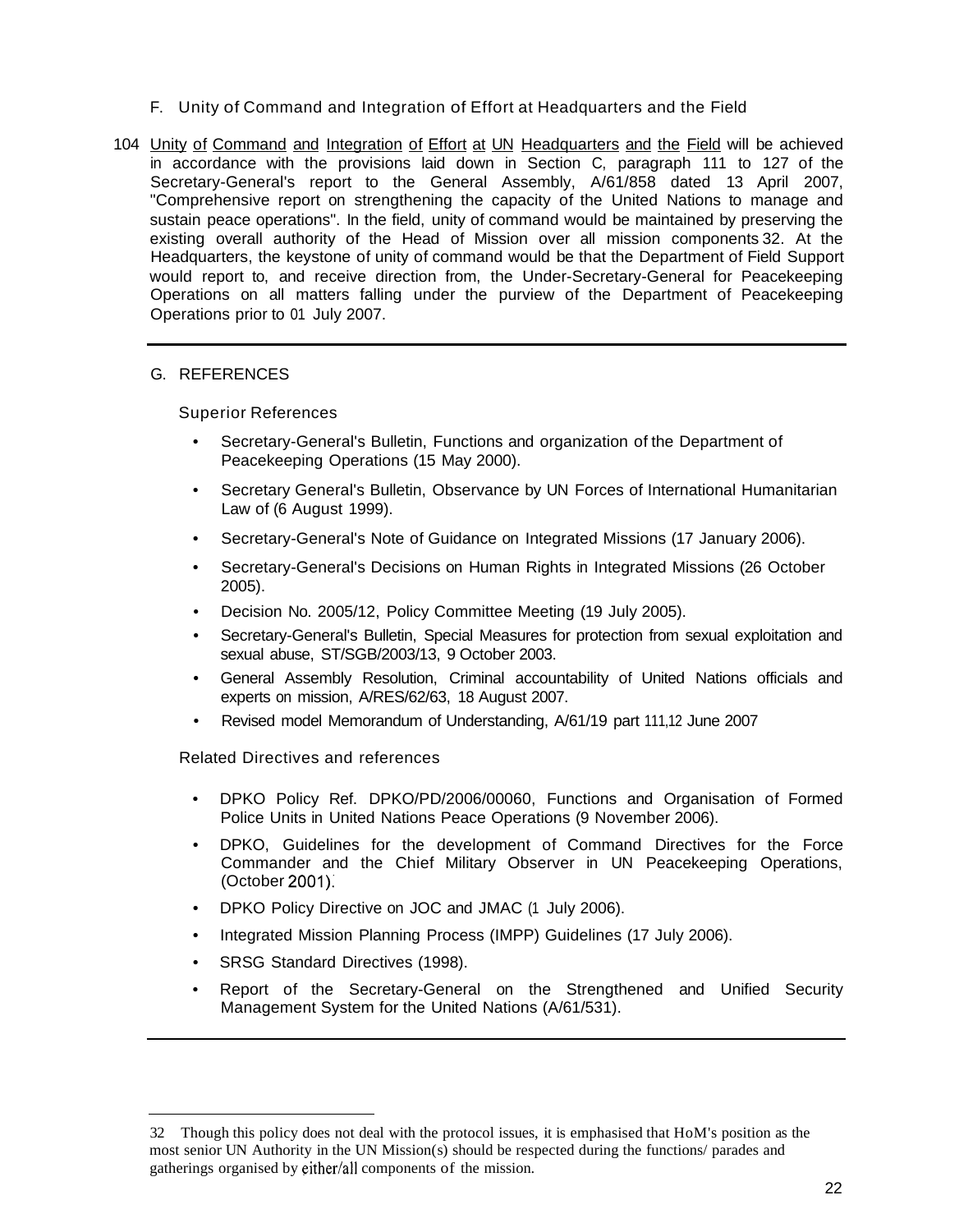## F. Unity of Command and Integration of Effort at Headquarters and the Field

104 Unity of Command and Integration of Effort at UN Headquarters and the Field will be achieved in accordance with the provisions laid down in Section C, paragraph 111 to 127 of the Secretary-General's report to the General Assembly, A/61/858 dated 13 April 2007, "Comprehensive report on strengthening the capacity of the United Nations to manage and sustain peace operations". In the field, unity of command would be maintained by preserving the existing overall authority of the Head of Mission over all mission components [32]. At the Headquarters, the keystone of unity of command would be that the Department of Field Support would report to, and receive direction from, the Under-Secretary-General for Peacekeeping Operations on all matters falling under the purview of the Department of Peacekeeping Operations prior to 01 July 2007.

---

## G. REFERENCES

### Superior References

- Secretary-General's Bulletin, Functions and organization of the Department of Peacekeeping Operations (15 May 2000).
- Secretary General's Bulletin, Observance by UN Forces of International Humanitarian Law of (6 August 1999).
- Secretary-General's Note of Guidance on Integrated Missions (17 January 2006).
- Secretary-General's Decisions on Human Rights in Integrated Missions (26 October 2005).
- Decision No. 2005/12, Policy Committee Meeting (19 July 2005).
- Secretary-General's Bulletin, Special Measures for protection from sexual exploitation and sexual abuse, ST/SGB/2003/13, 9 October 2003.
- General Assembly Resolution, Criminal accountability of United Nations officials and experts on mission, A/RES/62/63, 18 August 2007.
- Revised model Memorandum of Understanding, A/61/19 part 111,12 June 2007

### Related Directives and references

- DPKO Policy Ref. DPKO/PD/2006/00060, Functions and Organisation of Formed Police Units in United Nations Peace Operations (9 November 2006).
- DPKO, Guidelines for the development of Command Directives for the Force Commander and the Chief Military Observer in UN Peacekeeping Operations, (October 2001).
- DPKO Policy Directive on JOC and JMAC (1 July 2006).
- Integrated Mission Planning Process (IMPP) Guidelines (17 July 2006).
- SRSG Standard Directives (1998).
- Report of the Secretary-General on the Strengthened and Unified Security Management System for the United Nations (A/61/531).

---

[32] Though this policy does not deal with the protocol issues, it is emphasised that HoM's position as the most senior UN Authority in the UN Mission(s) should be respected during the functions/ parades and gatherings organised by either/all components of the mission.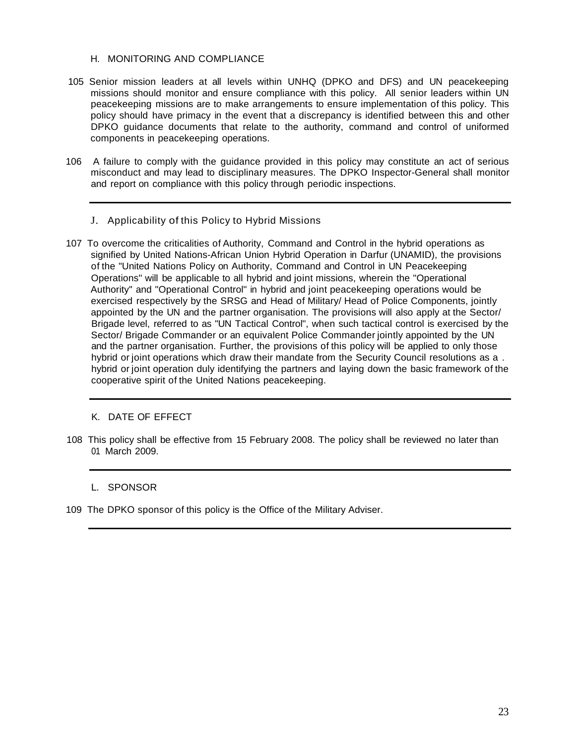## H. MONITORING AND COMPLIANCE

105 Senior mission leaders at all levels within UNHQ (DPKO and DFS) and UN peacekeeping missions should monitor and ensure compliance with this policy. All senior leaders within UN peacekeeping missions are to make arrangements to ensure implementation of this policy. This policy should have primacy in the event that a discrepancy is identified between this and other DPKO guidance documents that relate to the authority, command and control of uniformed components in peacekeeping operations.

106 A failure to comply with the guidance provided in this policy may constitute an act of serious misconduct and may lead to disciplinary measures. The DPKO Inspector-General shall monitor and report on compliance with this policy through periodic inspections.

---

## J. Applicability of this Policy to Hybrid Missions

107 To overcome the criticalities of Authority, Command and Control in the hybrid operations as signified by United Nations-African Union Hybrid Operation in Darfur (UNAMID), the provisions of the "United Nations Policy on Authority, Command and Control in UN Peacekeeping Operations" will be applicable to all hybrid and joint missions, wherein the "Operational Authority" and "Operational Control" in hybrid and joint peacekeeping operations would be exercised respectively by the SRSG and Head of Military/ Head of Police Components, jointly appointed by the UN and the partner organisation. The provisions will also apply at the Sector/ Brigade level, referred to as "UN Tactical Control", when such tactical control is exercised by the Sector/ Brigade Commander or an equivalent Police Commander jointly appointed by the UN and the partner organisation. Further, the provisions of this policy will be applied to only those hybrid or joint operations which draw their mandate from the Security Council resolutions as a . hybrid or joint operation duly identifying the partners and laying down the basic framework of the cooperative spirit of the United Nations peacekeeping.

---

## K. DATE OF EFFECT

108 This policy shall be effective from 15 February 2008. The policy shall be reviewed no later than 01 March 2009.

---

## L. SPONSOR

109 The DPKO sponsor of this policy is the Office of the Military Adviser.

---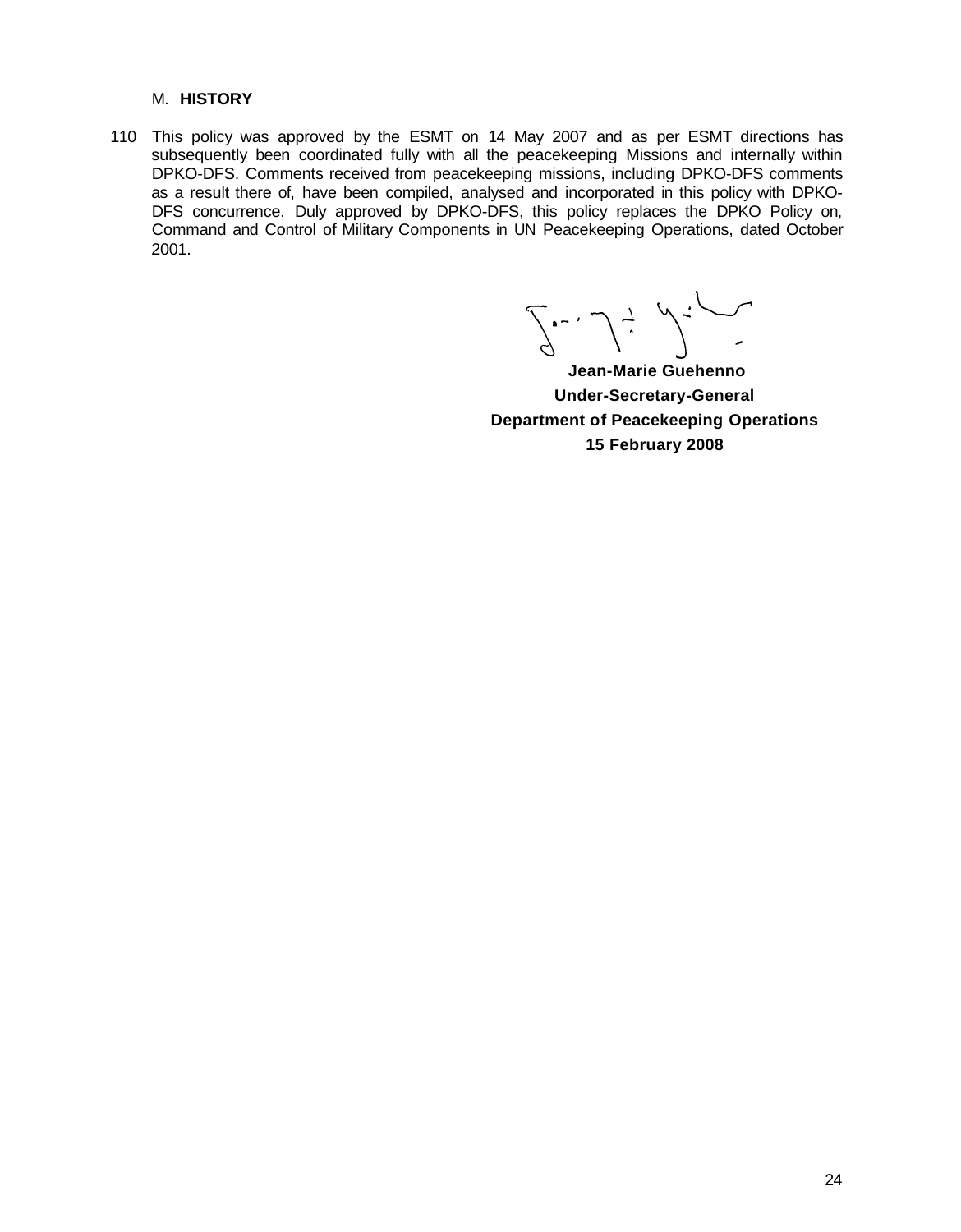## M. HISTORY

110 This policy was approved by the ESMT on 14 May 2007 and as per ESMT directions has subsequently been coordinated fully with all the peacekeeping Missions and internally within DPKO-DFS. Comments received from peacekeeping missions, including DPKO-DFS comments as a result there of, have been compiled, analysed and incorporated in this policy with DPKO-DFS concurrence. Duly approved by DPKO-DFS, this policy replaces the DPKO Policy on, Command and Control of Military Components in UN Peacekeeping Operations, dated October 2001.

**Jean-Marie Guehenno**
**Under-Secretary-General**
**Department of Peacekeeping Operations**
**15 February 2008**